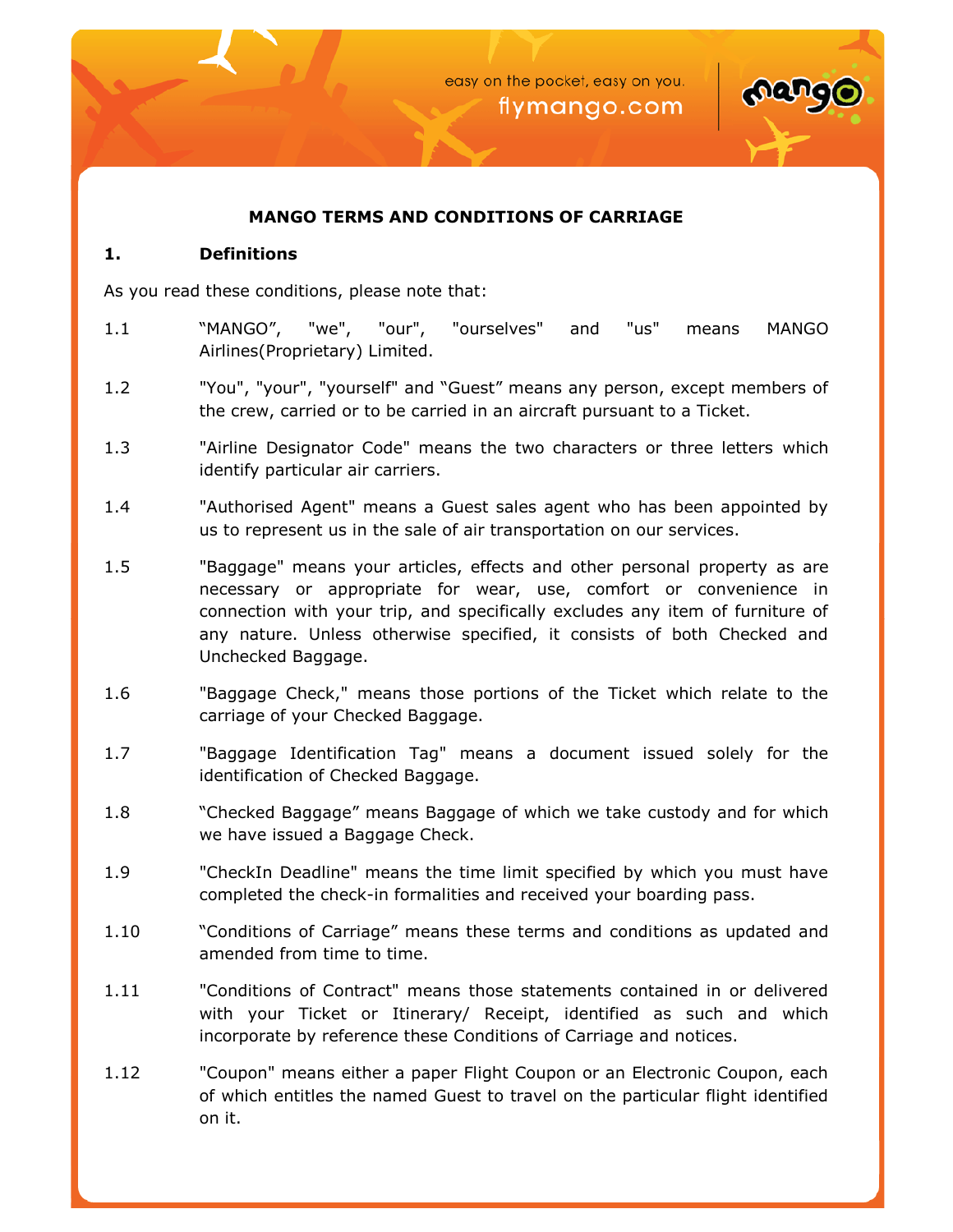# MANGO TERMS AND CONDITIONS OF CARRIAGE

## 1. Definitions

As you read these conditions, please note that:

1.1 “MANGO”, "we", "our", "ourselves" and "us" means MANGO Airlines(Proprietary) Limited.

1.2 "You", "your", "yourself" and “Guest” means any person, except members of the crew, carried or to be carried in an aircraft pursuant to a Ticket.

1.3 "Airline Designator Code" means the two characters or three letters which identify particular air carriers.

1.4 "Authorised Agent" means a Guest sales agent who has been appointed by us to represent us in the sale of air transportation on our services.

1.5 "Baggage" means your articles, effects and other personal property as are necessary or appropriate for wear, use, comfort or convenience in connection with your trip, and specifically excludes any item of furniture of any nature. Unless otherwise specified, it consists of both Checked and Unchecked Baggage.

1.6 "Baggage Check," means those portions of the Ticket which relate to the carriage of your Checked Baggage.

1.7 "Baggage Identification Tag" means a document issued solely for the identification of Checked Baggage.

1.8 “Checked Baggage” means Baggage of which we take custody and for which we have issued a Baggage Check.

1.9 "CheckIn Deadline" means the time limit specified by which you must have completed the check-in formalities and received your boarding pass.

1.10 “Conditions of Carriage” means these terms and conditions as updated and amended from time to time.

1.11 "Conditions of Contract" means those statements contained in or delivered with your Ticket or Itinerary/ Receipt, identified as such and which incorporate by reference these Conditions of Carriage and notices.

1.12 "Coupon" means either a paper Flight Coupon or an Electronic Coupon, each of which entitles the named Guest to travel on the particular flight identified on it.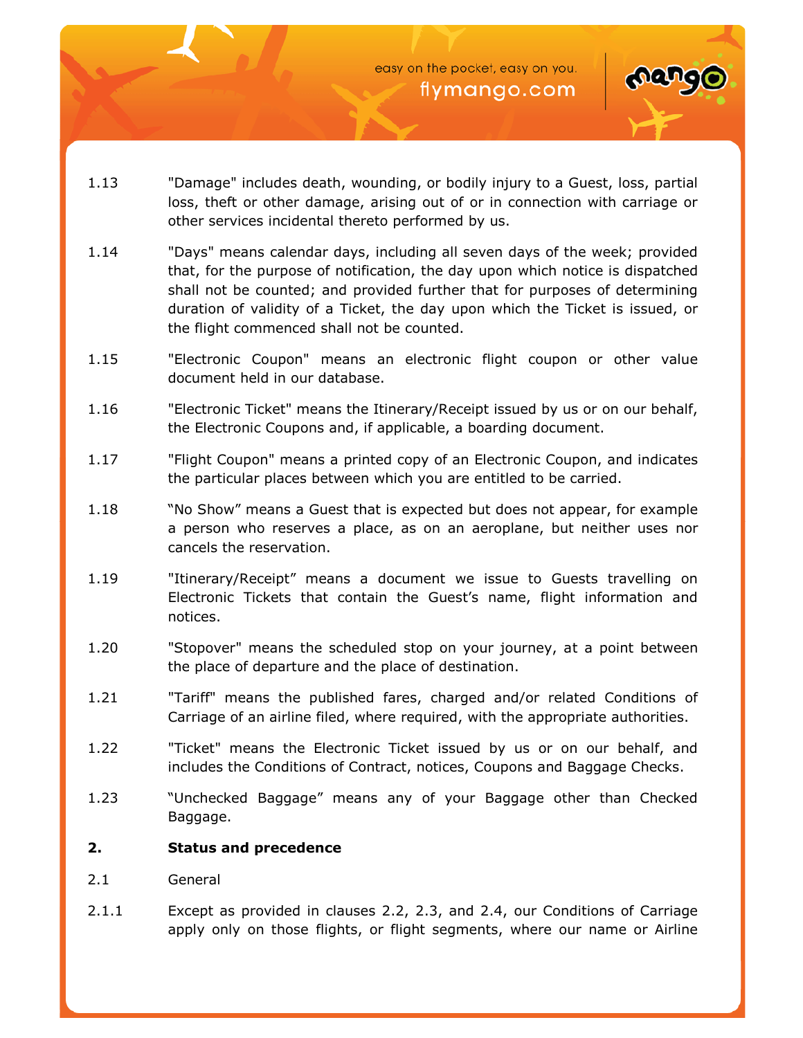1.13 "Damage" includes death, wounding, or bodily injury to a Guest, loss, partial loss, theft or other damage, arising out of or in connection with carriage or other services incidental thereto performed by us.

1.14 "Days" means calendar days, including all seven days of the week; provided that, for the purpose of notification, the day upon which notice is dispatched shall not be counted; and provided further that for purposes of determining duration of validity of a Ticket, the day upon which the Ticket is issued, or the flight commenced shall not be counted.

1.15 "Electronic Coupon" means an electronic flight coupon or other value document held in our database.

1.16 "Electronic Ticket" means the Itinerary/Receipt issued by us or on our behalf, the Electronic Coupons and, if applicable, a boarding document.

1.17 "Flight Coupon" means a printed copy of an Electronic Coupon, and indicates the particular places between which you are entitled to be carried.

1.18 "No Show" means a Guest that is expected but does not appear, for example a person who reserves a place, as on an aeroplane, but neither uses nor cancels the reservation.

1.19 "Itinerary/Receipt" means a document we issue to Guests travelling on Electronic Tickets that contain the Guest's name, flight information and notices.

1.20 "Stopover" means the scheduled stop on your journey, at a point between the place of departure and the place of destination.

1.21 "Tariff" means the published fares, charged and/or related Conditions of Carriage of an airline filed, where required, with the appropriate authorities.

1.22 "Ticket" means the Electronic Ticket issued by us or on our behalf, and includes the Conditions of Contract, notices, Coupons and Baggage Checks.

1.23 "Unchecked Baggage" means any of your Baggage other than Checked Baggage.

## 2. Status and precedence

2.1 General

2.1.1 Except as provided in clauses 2.2, 2.3, and 2.4, our Conditions of Carriage apply only on those flights, or flight segments, where our name or Airline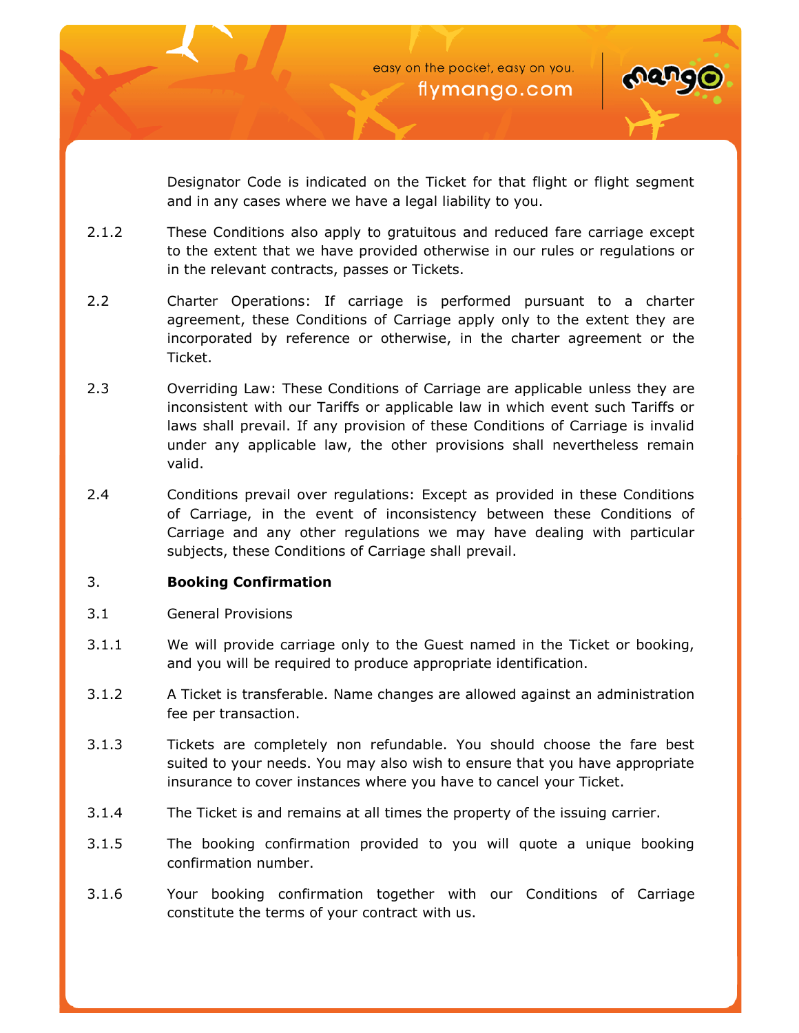Designator Code is indicated on the Ticket for that flight or flight segment and in any cases where we have a legal liability to you.

2.1.2 These Conditions also apply to gratuitous and reduced fare carriage except to the extent that we have provided otherwise in our rules or regulations or in the relevant contracts, passes or Tickets.

2.2 Charter Operations: If carriage is performed pursuant to a charter agreement, these Conditions of Carriage apply only to the extent they are incorporated by reference or otherwise, in the charter agreement or the Ticket.

2.3 Overriding Law: These Conditions of Carriage are applicable unless they are inconsistent with our Tariffs or applicable law in which event such Tariffs or laws shall prevail. If any provision of these Conditions of Carriage is invalid under any applicable law, the other provisions shall nevertheless remain valid.

2.4 Conditions prevail over regulations: Except as provided in these Conditions of Carriage, in the event of inconsistency between these Conditions of Carriage and any other regulations we may have dealing with particular subjects, these Conditions of Carriage shall prevail.

## 3. Booking Confirmation

3.1 General Provisions

3.1.1 We will provide carriage only to the Guest named in the Ticket or booking, and you will be required to produce appropriate identification.

3.1.2 A Ticket is transferable. Name changes are allowed against an administration fee per transaction.

3.1.3 Tickets are completely non refundable. You should choose the fare best suited to your needs. You may also wish to ensure that you have appropriate insurance to cover instances where you have to cancel your Ticket.

3.1.4 The Ticket is and remains at all times the property of the issuing carrier.

3.1.5 The booking confirmation provided to you will quote a unique booking confirmation number.

3.1.6 Your booking confirmation together with our Conditions of Carriage constitute the terms of your contract with us.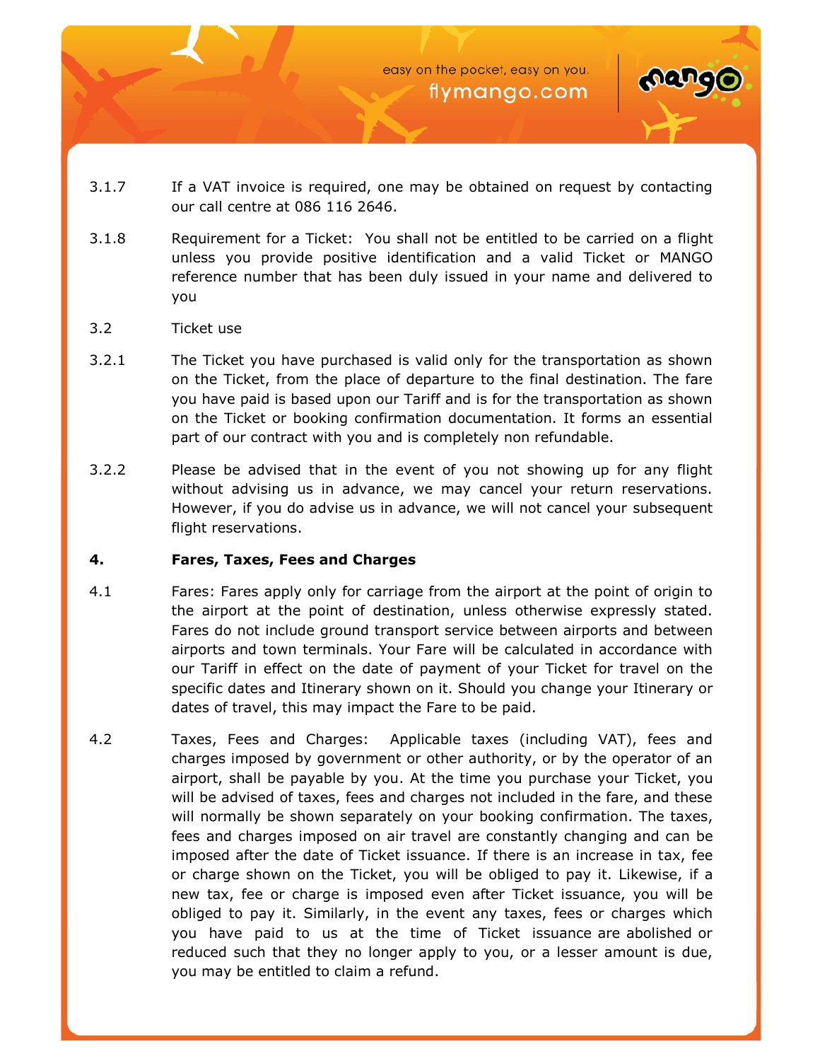3.1.7 If a VAT invoice is required, one may be obtained on request by contacting our call centre at 086 116 2646.

3.1.8 Requirement for a Ticket: You shall not be entitled to be carried on a flight unless you provide positive identification and a valid Ticket or MANGO reference number that has been duly issued in your name and delivered to you

3.2 Ticket use

3.2.1 The Ticket you have purchased is valid only for the transportation as shown on the Ticket, from the place of departure to the final destination. The fare you have paid is based upon our Tariff and is for the transportation as shown on the Ticket or booking confirmation documentation. It forms an essential part of our contract with you and is completely non refundable.

3.2.2 Please be advised that in the event of you not showing up for any flight without advising us in advance, we may cancel your return reservations. However, if you do advise us in advance, we will not cancel your subsequent flight reservations.

## 4. Fares, Taxes, Fees and Charges

4.1 Fares: Fares apply only for carriage from the airport at the point of origin to the airport at the point of destination, unless otherwise expressly stated. Fares do not include ground transport service between airports and between airports and town terminals. Your Fare will be calculated in accordance with our Tariff in effect on the date of payment of your Ticket for travel on the specific dates and Itinerary shown on it. Should you change your Itinerary or dates of travel, this may impact the Fare to be paid.

4.2 Taxes, Fees and Charges: Applicable taxes (including VAT), fees and charges imposed by government or other authority, or by the operator of an airport, shall be payable by you. At the time you purchase your Ticket, you will be advised of taxes, fees and charges not included in the fare, and these will normally be shown separately on your booking confirmation. The taxes, fees and charges imposed on air travel are constantly changing and can be imposed after the date of Ticket issuance. If there is an increase in tax, fee or charge shown on the Ticket, you will be obliged to pay it. Likewise, if a new tax, fee or charge is imposed even after Ticket issuance, you will be obliged to pay it. Similarly, in the event any taxes, fees or charges which you have paid to us at the time of Ticket issuance are abolished or reduced such that they no longer apply to you, or a lesser amount is due, you may be entitled to claim a refund.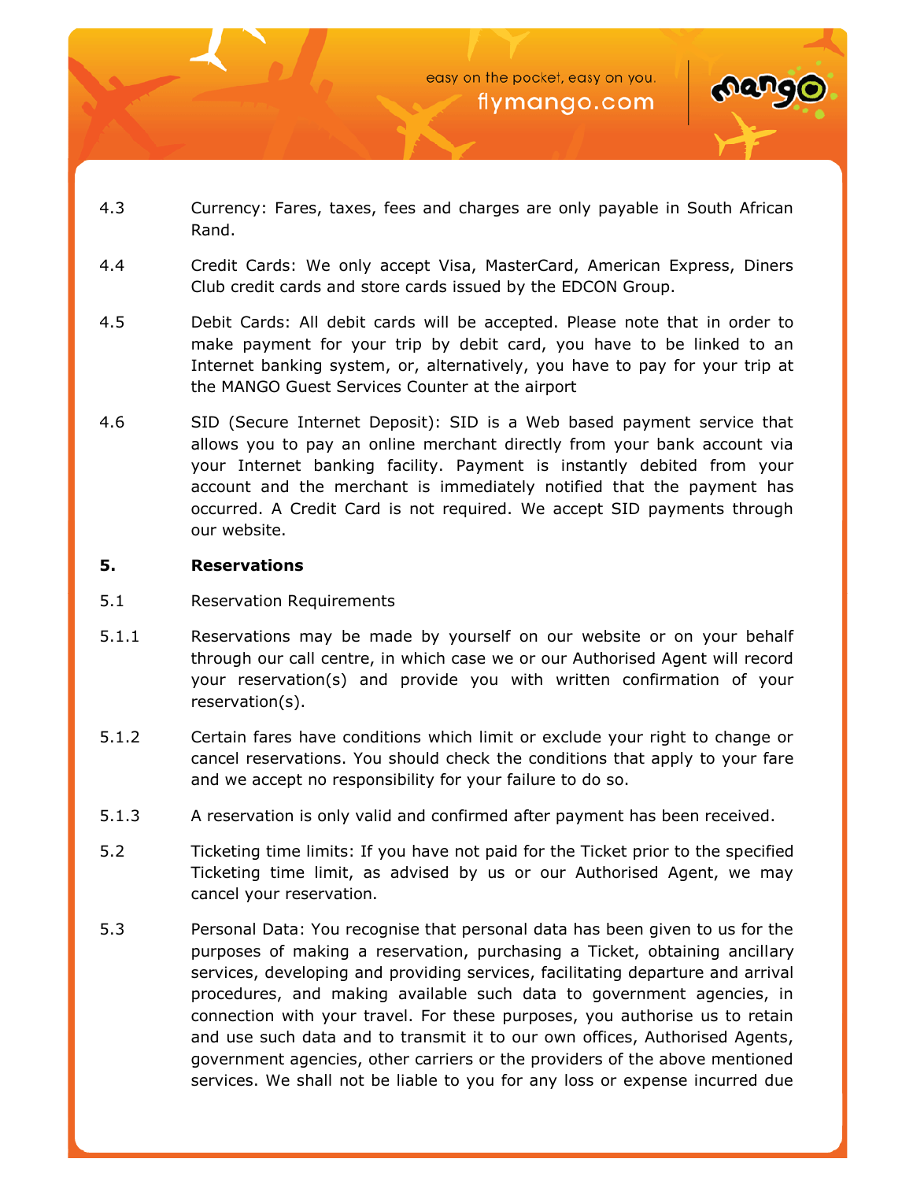4.3 Currency: Fares, taxes, fees and charges are only payable in South African Rand.

4.4 Credit Cards: We only accept Visa, MasterCard, American Express, Diners Club credit cards and store cards issued by the EDCON Group.

4.5 Debit Cards: All debit cards will be accepted. Please note that in order to make payment for your trip by debit card, you have to be linked to an Internet banking system, or, alternatively, you have to pay for your trip at the MANGO Guest Services Counter at the airport

4.6 SID (Secure Internet Deposit): SID is a Web based payment service that allows you to pay an online merchant directly from your bank account via your Internet banking facility. Payment is instantly debited from your account and the merchant is immediately notified that the payment has occurred. A Credit Card is not required. We accept SID payments through our website.

## 5. Reservations

5.1 Reservation Requirements

5.1.1 Reservations may be made by yourself on our website or on your behalf through our call centre, in which case we or our Authorised Agent will record your reservation(s) and provide you with written confirmation of your reservation(s).

5.1.2 Certain fares have conditions which limit or exclude your right to change or cancel reservations. You should check the conditions that apply to your fare and we accept no responsibility for your failure to do so.

5.1.3 A reservation is only valid and confirmed after payment has been received.

5.2 Ticketing time limits: If you have not paid for the Ticket prior to the specified Ticketing time limit, as advised by us or our Authorised Agent, we may cancel your reservation.

5.3 Personal Data: You recognise that personal data has been given to us for the purposes of making a reservation, purchasing a Ticket, obtaining ancillary services, developing and providing services, facilitating departure and arrival procedures, and making available such data to government agencies, in connection with your travel. For these purposes, you authorise us to retain and use such data and to transmit it to our own offices, Authorised Agents, government agencies, other carriers or the providers of the above mentioned services. We shall not be liable to you for any loss or expense incurred due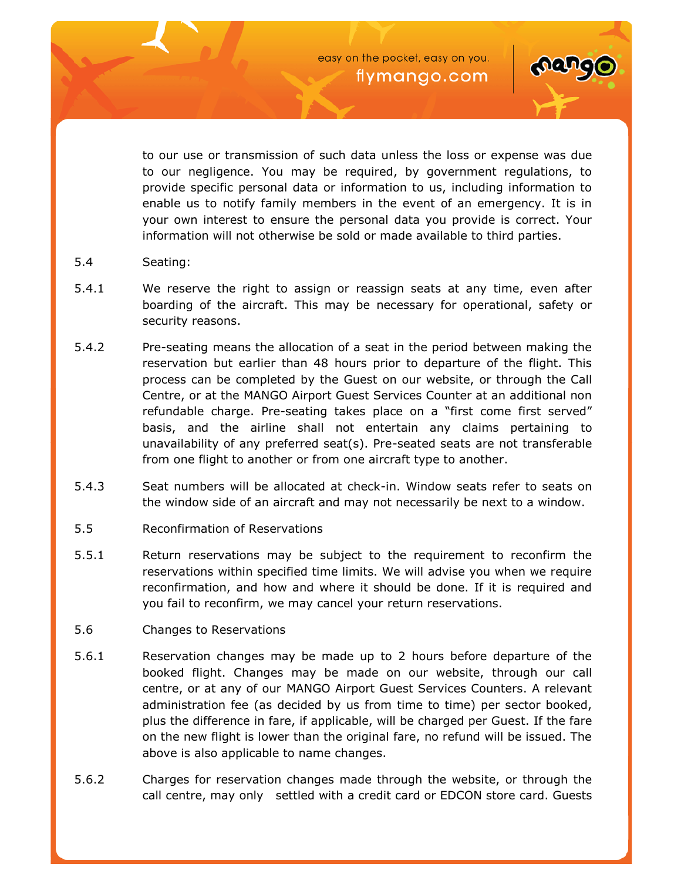to our use or transmission of such data unless the loss or expense was due to our negligence. You may be required, by government regulations, to provide specific personal data or information to us, including information to enable us to notify family members in the event of an emergency. It is in your own interest to ensure the personal data you provide is correct. Your information will not otherwise be sold or made available to third parties.

5.4 Seating:

5.4.1 We reserve the right to assign or reassign seats at any time, even after boarding of the aircraft. This may be necessary for operational, safety or security reasons.

5.4.2 Pre-seating means the allocation of a seat in the period between making the reservation but earlier than 48 hours prior to departure of the flight. This process can be completed by the Guest on our website, or through the Call Centre, or at the MANGO Airport Guest Services Counter at an additional non refundable charge. Pre-seating takes place on a "first come first served" basis, and the airline shall not entertain any claims pertaining to unavailability of any preferred seat(s). Pre-seated seats are not transferable from one flight to another or from one aircraft type to another.

5.4.3 Seat numbers will be allocated at check-in. Window seats refer to seats on the window side of an aircraft and may not necessarily be next to a window.

5.5 Reconfirmation of Reservations

5.5.1 Return reservations may be subject to the requirement to reconfirm the reservations within specified time limits. We will advise you when we require reconfirmation, and how and where it should be done. If it is required and you fail to reconfirm, we may cancel your return reservations.

5.6 Changes to Reservations

5.6.1 Reservation changes may be made up to 2 hours before departure of the booked flight. Changes may be made on our website, through our call centre, or at any of our MANGO Airport Guest Services Counters. A relevant administration fee (as decided by us from time to time) per sector booked, plus the difference in fare, if applicable, will be charged per Guest. If the fare on the new flight is lower than the original fare, no refund will be issued. The above is also applicable to name changes.

5.6.2 Charges for reservation changes made through the website, or through the call centre, may only settled with a credit card or EDCON store card. Guests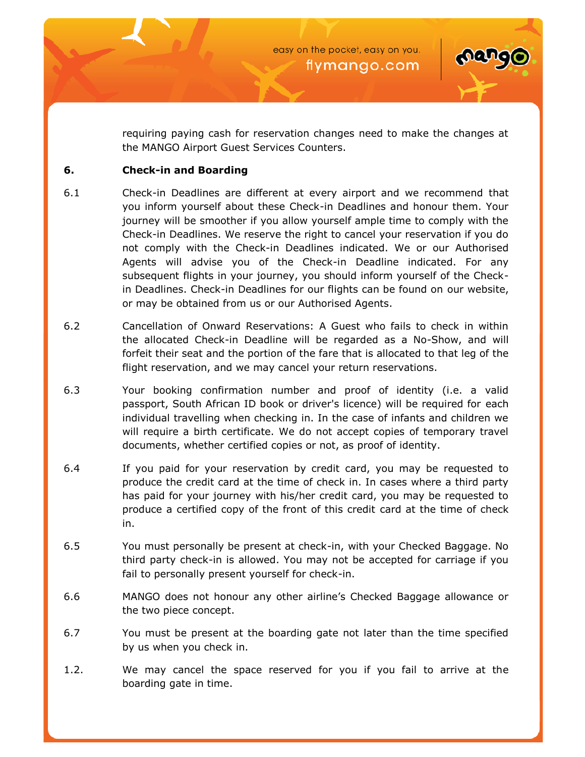requiring paying cash for reservation changes need to make the changes at the MANGO Airport Guest Services Counters.

## 6. Check-in and Boarding

6.1 Check-in Deadlines are different at every airport and we recommend that you inform yourself about these Check-in Deadlines and honour them. Your journey will be smoother if you allow yourself ample time to comply with the Check-in Deadlines. We reserve the right to cancel your reservation if you do not comply with the Check-in Deadlines indicated. We or our Authorised Agents will advise you of the Check-in Deadline indicated. For any subsequent flights in your journey, you should inform yourself of the Check-in Deadlines. Check-in Deadlines for our flights can be found on our website, or may be obtained from us or our Authorised Agents.

6.2 Cancellation of Onward Reservations: A Guest who fails to check in within the allocated Check-in Deadline will be regarded as a No-Show, and will forfeit their seat and the portion of the fare that is allocated to that leg of the flight reservation, and we may cancel your return reservations.

6.3 Your booking confirmation number and proof of identity (i.e. a valid passport, South African ID book or driver's licence) will be required for each individual travelling when checking in. In the case of infants and children we will require a birth certificate. We do not accept copies of temporary travel documents, whether certified copies or not, as proof of identity.

6.4 If you paid for your reservation by credit card, you may be requested to produce the credit card at the time of check in. In cases where a third party has paid for your journey with his/her credit card, you may be requested to produce a certified copy of the front of this credit card at the time of check in.

6.5 You must personally be present at check-in, with your Checked Baggage. No third party check-in is allowed. You may not be accepted for carriage if you fail to personally present yourself for check-in.

6.6 MANGO does not honour any other airline's Checked Baggage allowance or the two piece concept.

6.7 You must be present at the boarding gate not later than the time specified by us when you check in.

1.2. We may cancel the space reserved for you if you fail to arrive at the boarding gate in time.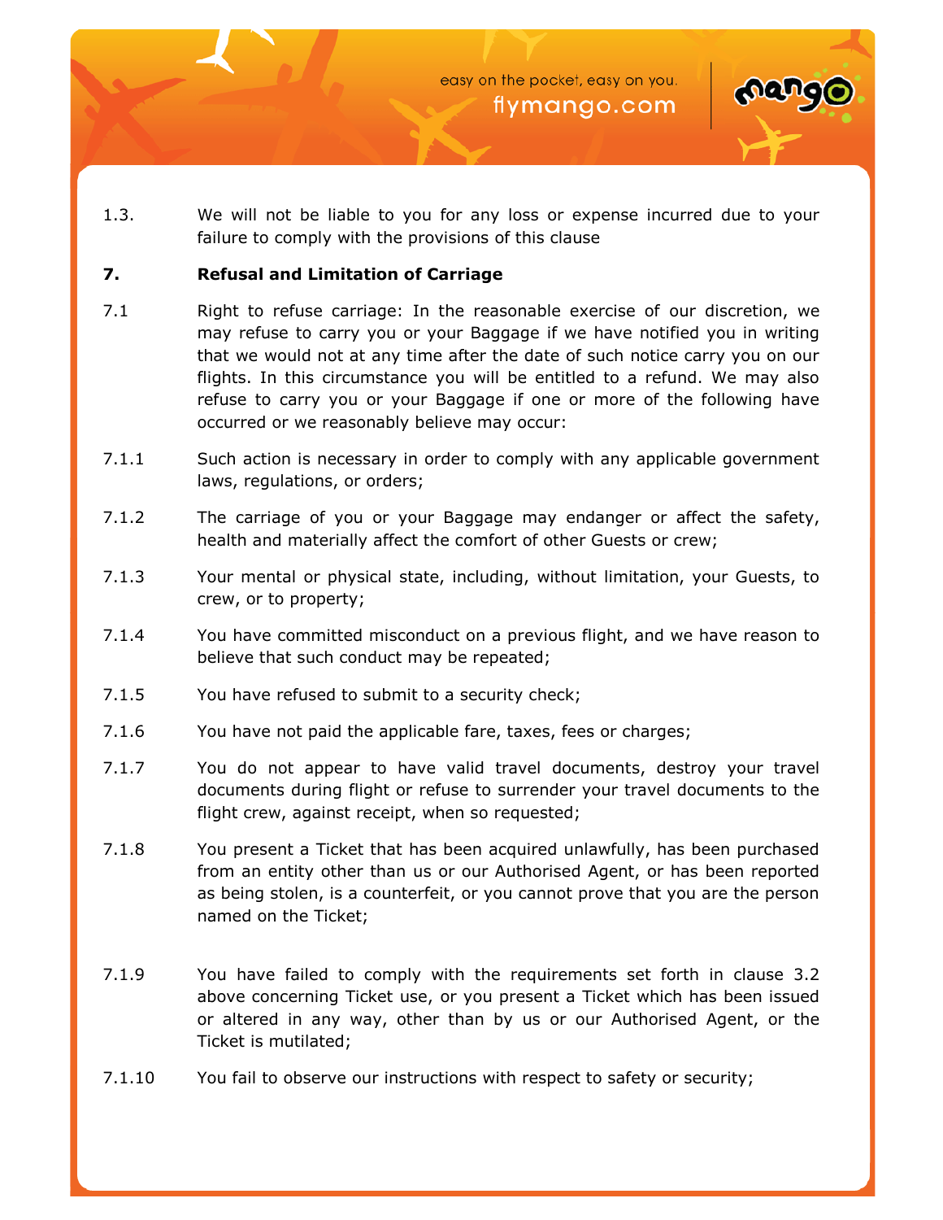1.3. We will not be liable to you for any loss or expense incurred due to your failure to comply with the provisions of this clause

## 7. Refusal and Limitation of Carriage

7.1 Right to refuse carriage: In the reasonable exercise of our discretion, we may refuse to carry you or your Baggage if we have notified you in writing that we would not at any time after the date of such notice carry you on our flights. In this circumstance you will be entitled to a refund. We may also refuse to carry you or your Baggage if one or more of the following have occurred or we reasonably believe may occur:

7.1.1 Such action is necessary in order to comply with any applicable government laws, regulations, or orders;

7.1.2 The carriage of you or your Baggage may endanger or affect the safety, health and materially affect the comfort of other Guests or crew;

7.1.3 Your mental or physical state, including, without limitation, your Guests, to crew, or to property;

7.1.4 You have committed misconduct on a previous flight, and we have reason to believe that such conduct may be repeated;

7.1.5 You have refused to submit to a security check;

7.1.6 You have not paid the applicable fare, taxes, fees or charges;

7.1.7 You do not appear to have valid travel documents, destroy your travel documents during flight or refuse to surrender your travel documents to the flight crew, against receipt, when so requested;

7.1.8 You present a Ticket that has been acquired unlawfully, has been purchased from an entity other than us or our Authorised Agent, or has been reported as being stolen, is a counterfeit, or you cannot prove that you are the person named on the Ticket;

7.1.9 You have failed to comply with the requirements set forth in clause 3.2 above concerning Ticket use, or you present a Ticket which has been issued or altered in any way, other than by us or our Authorised Agent, or the Ticket is mutilated;

7.1.10 You fail to observe our instructions with respect to safety or security;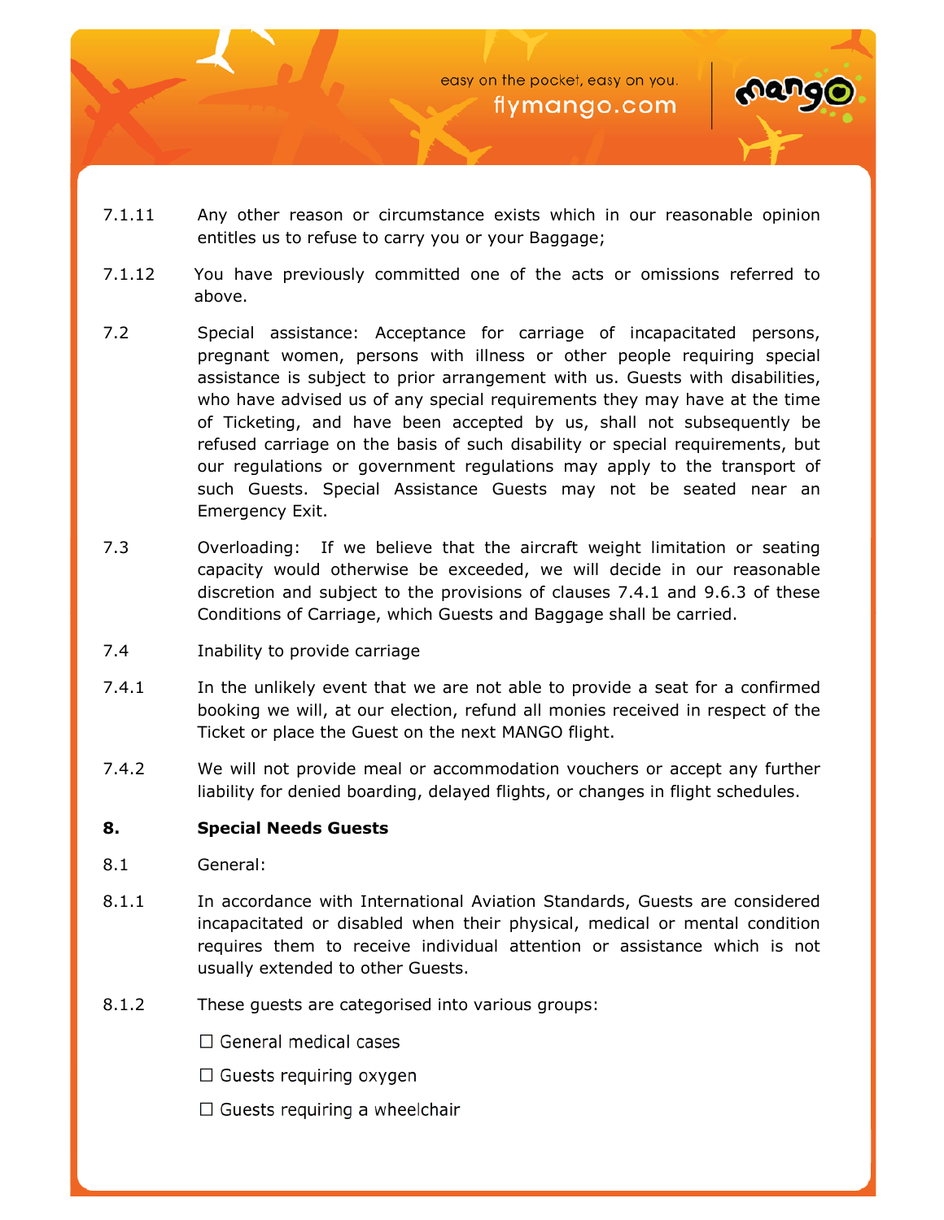7.1.11 Any other reason or circumstance exists which in our reasonable opinion entitles us to refuse to carry you or your Baggage;

7.1.12 You have previously committed one of the acts or omissions referred to above.

7.2 Special assistance: Acceptance for carriage of incapacitated persons, pregnant women, persons with illness or other people requiring special assistance is subject to prior arrangement with us. Guests with disabilities, who have advised us of any special requirements they may have at the time of Ticketing, and have been accepted by us, shall not subsequently be refused carriage on the basis of such disability or special requirements, but our regulations or government regulations may apply to the transport of such Guests. Special Assistance Guests may not be seated near an Emergency Exit.

7.3 Overloading: If we believe that the aircraft weight limitation or seating capacity would otherwise be exceeded, we will decide in our reasonable discretion and subject to the provisions of clauses 7.4.1 and 9.6.3 of these Conditions of Carriage, which Guests and Baggage shall be carried.

7.4 Inability to provide carriage

7.4.1 In the unlikely event that we are not able to provide a seat for a confirmed booking we will, at our election, refund all monies received in respect of the Ticket or place the Guest on the next MANGO flight.

7.4.2 We will not provide meal or accommodation vouchers or accept any further liability for denied boarding, delayed flights, or changes in flight schedules.

## 8. Special Needs Guests

8.1 General:

8.1.1 In accordance with International Aviation Standards, Guests are considered incapacitated or disabled when their physical, medical or mental condition requires them to receive individual attention or assistance which is not usually extended to other Guests.

8.1.2 These guests are categorised into various groups:

- ☐ General medical cases
- ☐ Guests requiring oxygen
- ☐ Guests requiring a wheelchair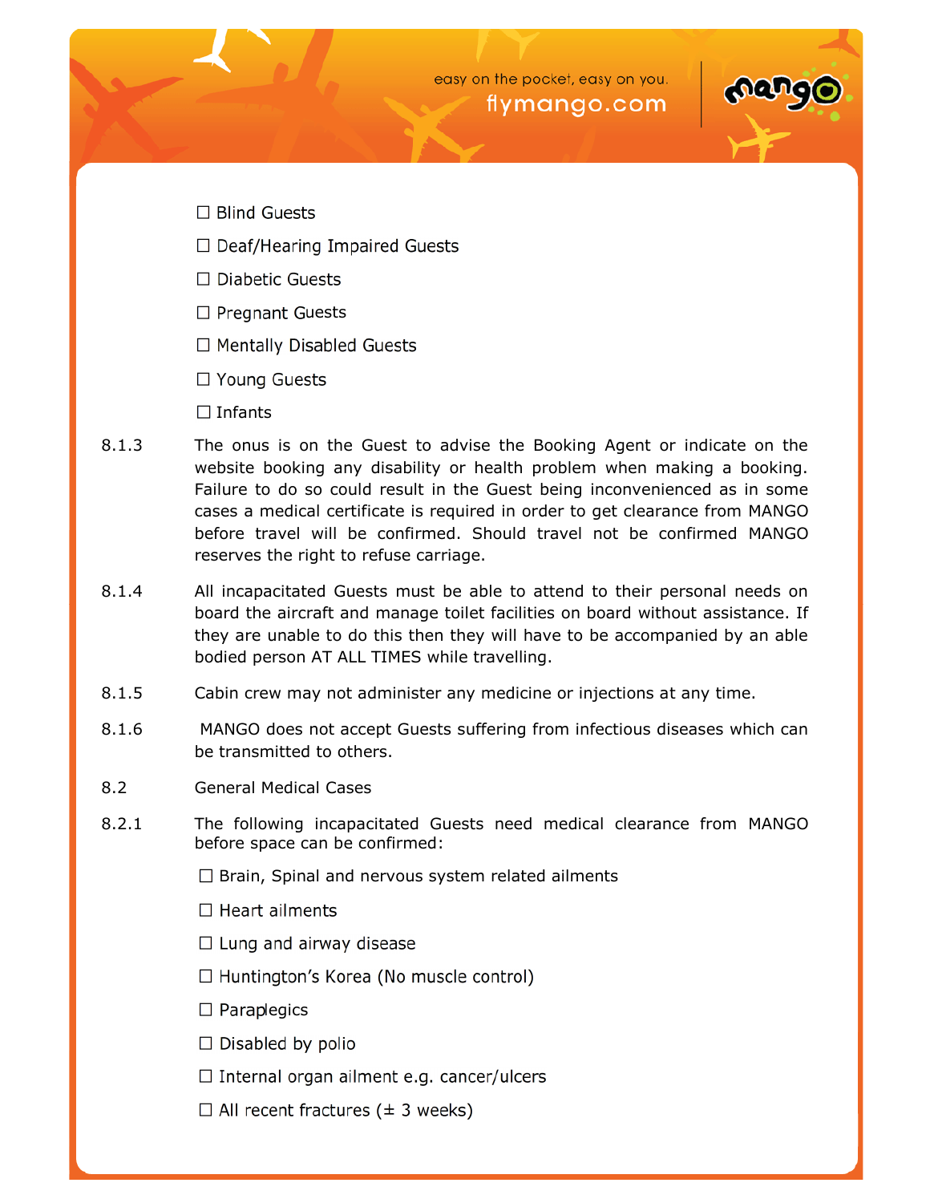☐ Blind Guests

☐ Deaf/Hearing Impaired Guests

☐ Diabetic Guests

☐ Pregnant Guests

☐ Mentally Disabled Guests

☐ Young Guests

☐ Infants

8.1.3 The onus is on the Guest to advise the Booking Agent or indicate on the website booking any disability or health problem when making a booking. Failure to do so could result in the Guest being inconvenienced as in some cases a medical certificate is required in order to get clearance from MANGO before travel will be confirmed. Should travel not be confirmed MANGO reserves the right to refuse carriage.

8.1.4 All incapacitated Guests must be able to attend to their personal needs on board the aircraft and manage toilet facilities on board without assistance. If they are unable to do this then they will have to be accompanied by an able bodied person AT ALL TIMES while travelling.

8.1.5 Cabin crew may not administer any medicine or injections at any time.

8.1.6 MANGO does not accept Guests suffering from infectious diseases which can be transmitted to others.

8.2 General Medical Cases

8.2.1 The following incapacitated Guests need medical clearance from MANGO before space can be confirmed:

☐ Brain, Spinal and nervous system related ailments

☐ Heart ailments

☐ Lung and airway disease

☐ Huntington's Korea (No muscle control)

☐ Paraplegics

☐ Disabled by polio

☐ Internal organ ailment e.g. cancer/ulcers

☐ All recent fractures (± 3 weeks)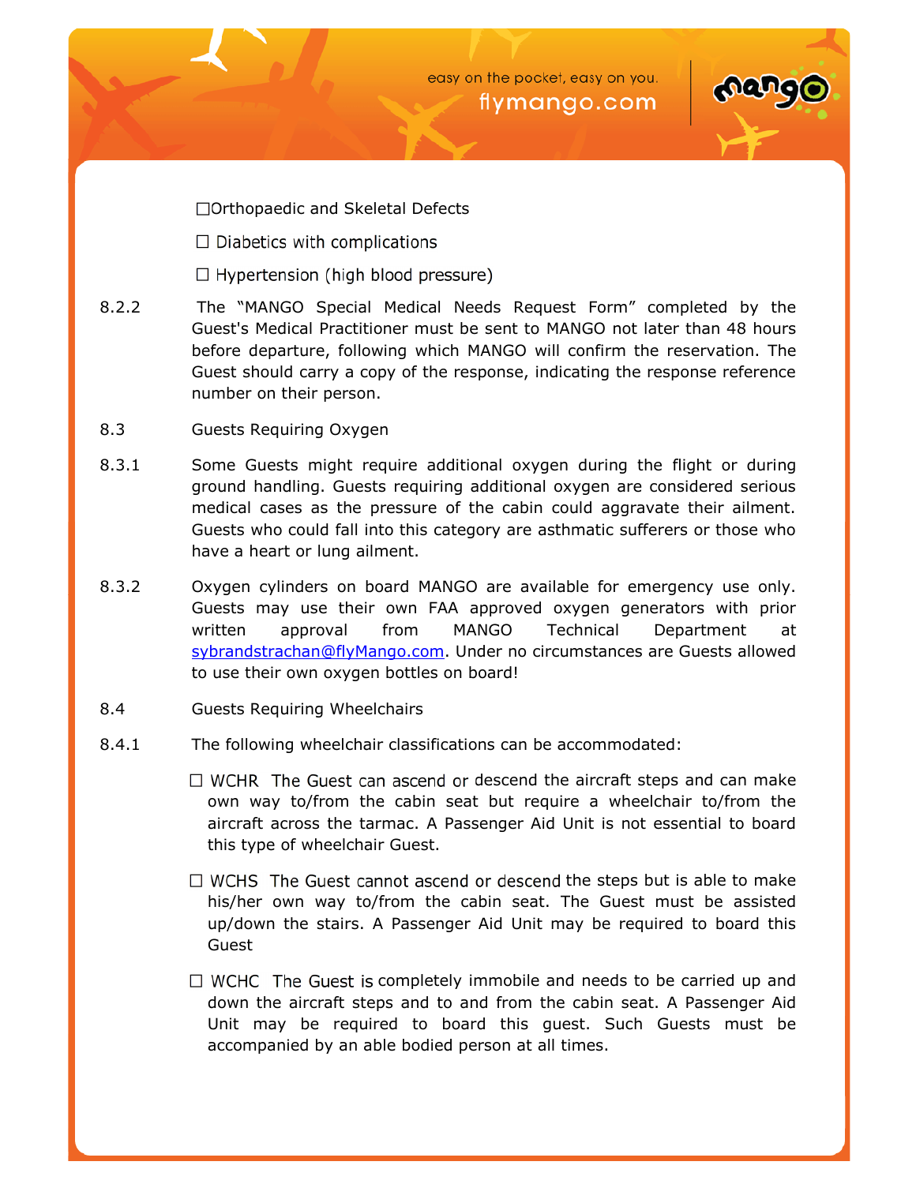- ☐Orthopaedic and Skeletal Defects
- ☐ Diabetics with complications
- ☐ Hypertension (high blood pressure)

8.2.2 The "MANGO Special Medical Needs Request Form" completed by the Guest's Medical Practitioner must be sent to MANGO not later than 48 hours before departure, following which MANGO will confirm the reservation. The Guest should carry a copy of the response, indicating the response reference number on their person.

8.3 Guests Requiring Oxygen

8.3.1 Some Guests might require additional oxygen during the flight or during ground handling. Guests requiring additional oxygen are considered serious medical cases as the pressure of the cabin could aggravate their ailment. Guests who could fall into this category are asthmatic sufferers or those who have a heart or lung ailment.

8.3.2 Oxygen cylinders on board MANGO are available for emergency use only. Guests may use their own FAA approved oxygen generators with prior written approval from MANGO Technical Department at sybrandstrachan@flyMango.com. Under no circumstances are Guests allowed to use their own oxygen bottles on board!

8.4 Guests Requiring Wheelchairs

8.4.1 The following wheelchair classifications can be accommodated:

- ☐ WCHR The Guest can ascend or descend the aircraft steps and can make own way to/from the cabin seat but require a wheelchair to/from the aircraft across the tarmac. A Passenger Aid Unit is not essential to board this type of wheelchair Guest.

- ☐ WCHS The Guest cannot ascend or descend the steps but is able to make his/her own way to/from the cabin seat. The Guest must be assisted up/down the stairs. A Passenger Aid Unit may be required to board this Guest

- ☐ WCHC The Guest is completely immobile and needs to be carried up and down the aircraft steps and to and from the cabin seat. A Passenger Aid Unit may be required to board this guest. Such Guests must be accompanied by an able bodied person at all times.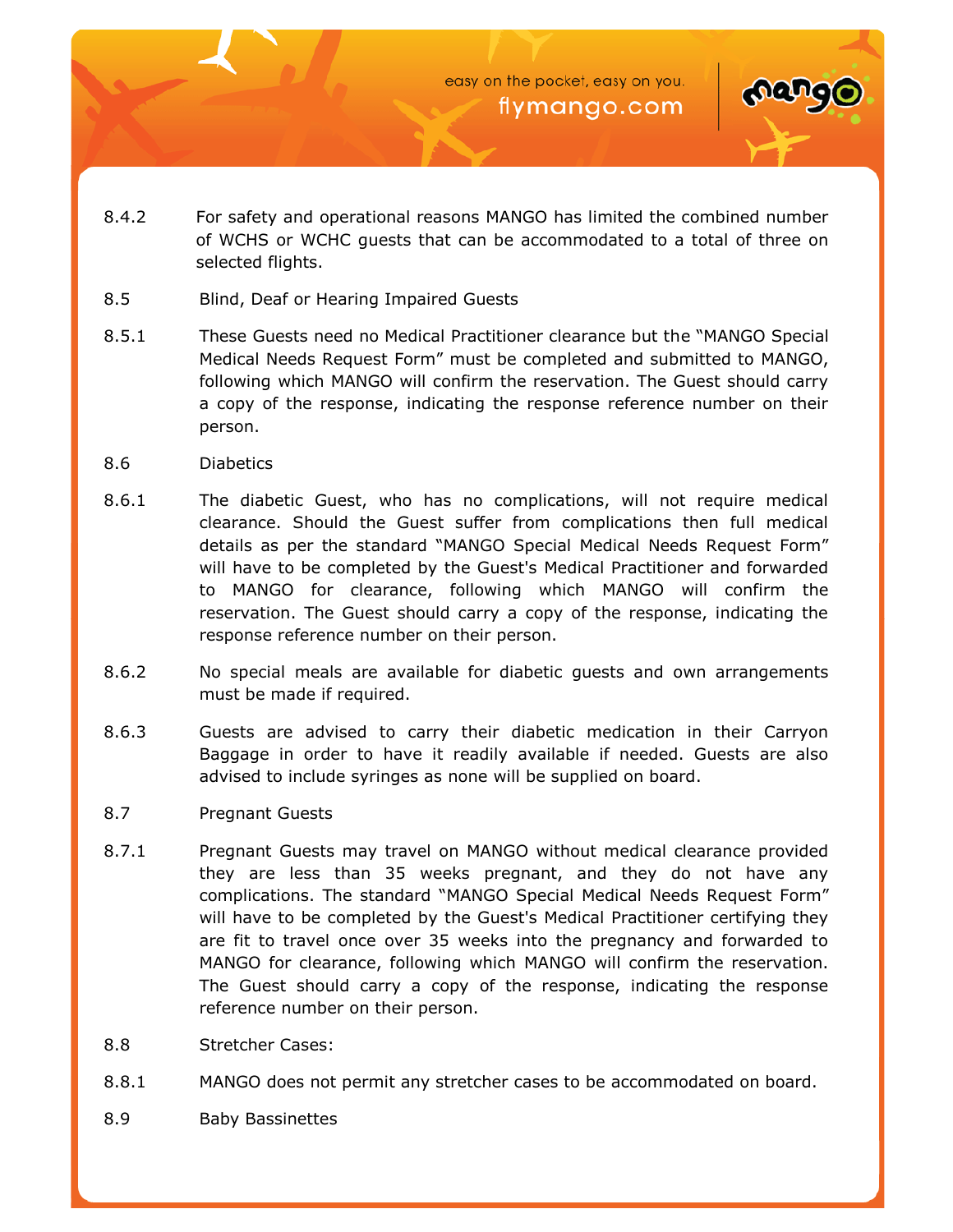8.4.2 For safety and operational reasons MANGO has limited the combined number of WCHS or WCHC guests that can be accommodated to a total of three on selected flights.

8.5 Blind, Deaf or Hearing Impaired Guests

8.5.1 These Guests need no Medical Practitioner clearance but the “MANGO Special Medical Needs Request Form” must be completed and submitted to MANGO, following which MANGO will confirm the reservation. The Guest should carry a copy of the response, indicating the response reference number on their person.

8.6 Diabetics

8.6.1 The diabetic Guest, who has no complications, will not require medical clearance. Should the Guest suffer from complications then full medical details as per the standard “MANGO Special Medical Needs Request Form” will have to be completed by the Guest's Medical Practitioner and forwarded to MANGO for clearance, following which MANGO will confirm the reservation. The Guest should carry a copy of the response, indicating the response reference number on their person.

8.6.2 No special meals are available for diabetic guests and own arrangements must be made if required.

8.6.3 Guests are advised to carry their diabetic medication in their Carryon Baggage in order to have it readily available if needed. Guests are also advised to include syringes as none will be supplied on board.

8.7 Pregnant Guests

8.7.1 Pregnant Guests may travel on MANGO without medical clearance provided they are less than 35 weeks pregnant, and they do not have any complications. The standard “MANGO Special Medical Needs Request Form” will have to be completed by the Guest's Medical Practitioner certifying they are fit to travel once over 35 weeks into the pregnancy and forwarded to MANGO for clearance, following which MANGO will confirm the reservation. The Guest should carry a copy of the response, indicating the response reference number on their person.

8.8 Stretcher Cases:

8.8.1 MANGO does not permit any stretcher cases to be accommodated on board.

8.9 Baby Bassinettes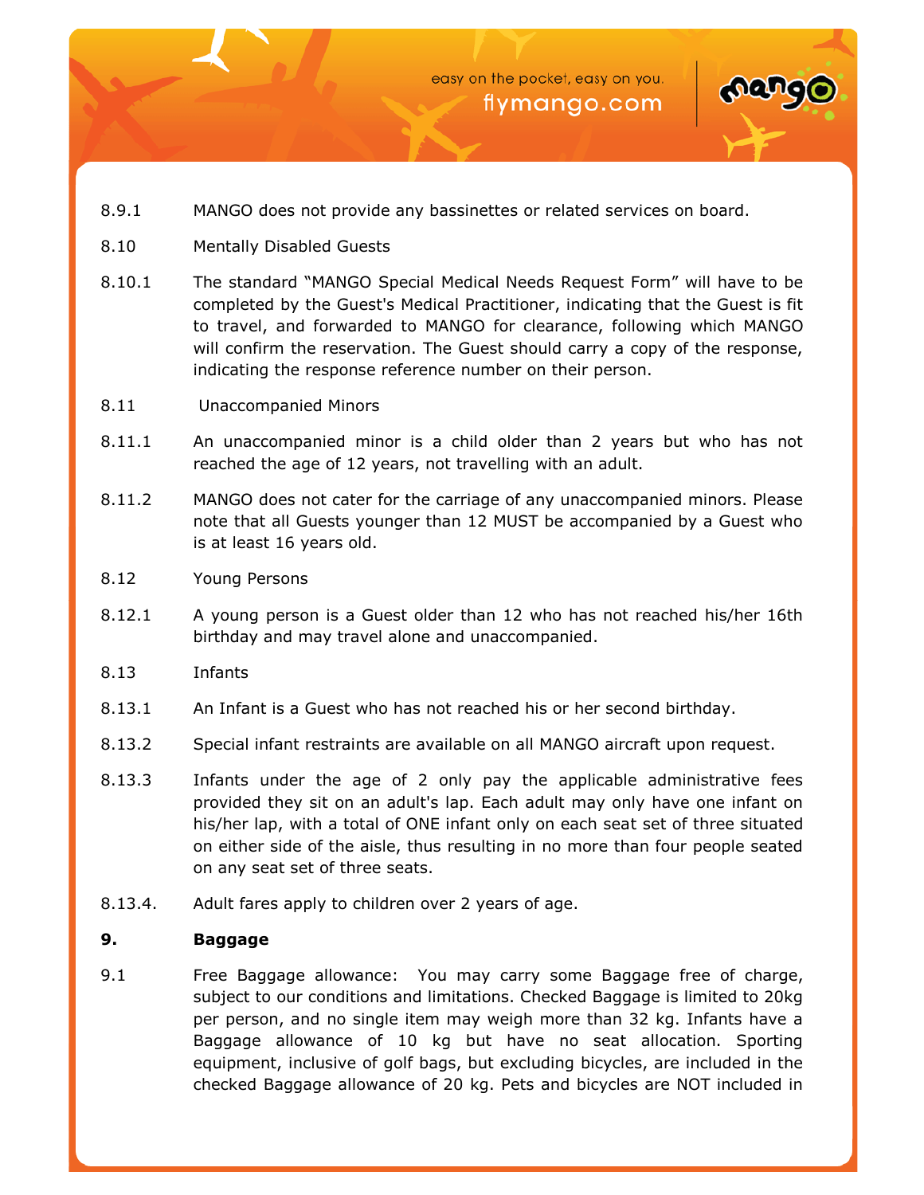8.9.1 MANGO does not provide any bassinettes or related services on board.

8.10 Mentally Disabled Guests

8.10.1 The standard "MANGO Special Medical Needs Request Form" will have to be completed by the Guest's Medical Practitioner, indicating that the Guest is fit to travel, and forwarded to MANGO for clearance, following which MANGO will confirm the reservation. The Guest should carry a copy of the response, indicating the response reference number on their person.

8.11 Unaccompanied Minors

8.11.1 An unaccompanied minor is a child older than 2 years but who has not reached the age of 12 years, not travelling with an adult.

8.11.2 MANGO does not cater for the carriage of any unaccompanied minors. Please note that all Guests younger than 12 MUST be accompanied by a Guest who is at least 16 years old.

8.12 Young Persons

8.12.1 A young person is a Guest older than 12 who has not reached his/her 16th birthday and may travel alone and unaccompanied.

8.13 Infants

8.13.1 An Infant is a Guest who has not reached his or her second birthday.

8.13.2 Special infant restraints are available on all MANGO aircraft upon request.

8.13.3 Infants under the age of 2 only pay the applicable administrative fees provided they sit on an adult's lap. Each adult may only have one infant on his/her lap, with a total of ONE infant only on each seat set of three situated on either side of the aisle, thus resulting in no more than four people seated on any seat set of three seats.

8.13.4. Adult fares apply to children over 2 years of age.

## 9. Baggage

9.1 Free Baggage allowance: You may carry some Baggage free of charge, subject to our conditions and limitations. Checked Baggage is limited to 20kg per person, and no single item may weigh more than 32 kg. Infants have a Baggage allowance of 10 kg but have no seat allocation. Sporting equipment, inclusive of golf bags, but excluding bicycles, are included in the checked Baggage allowance of 20 kg. Pets and bicycles are NOT included in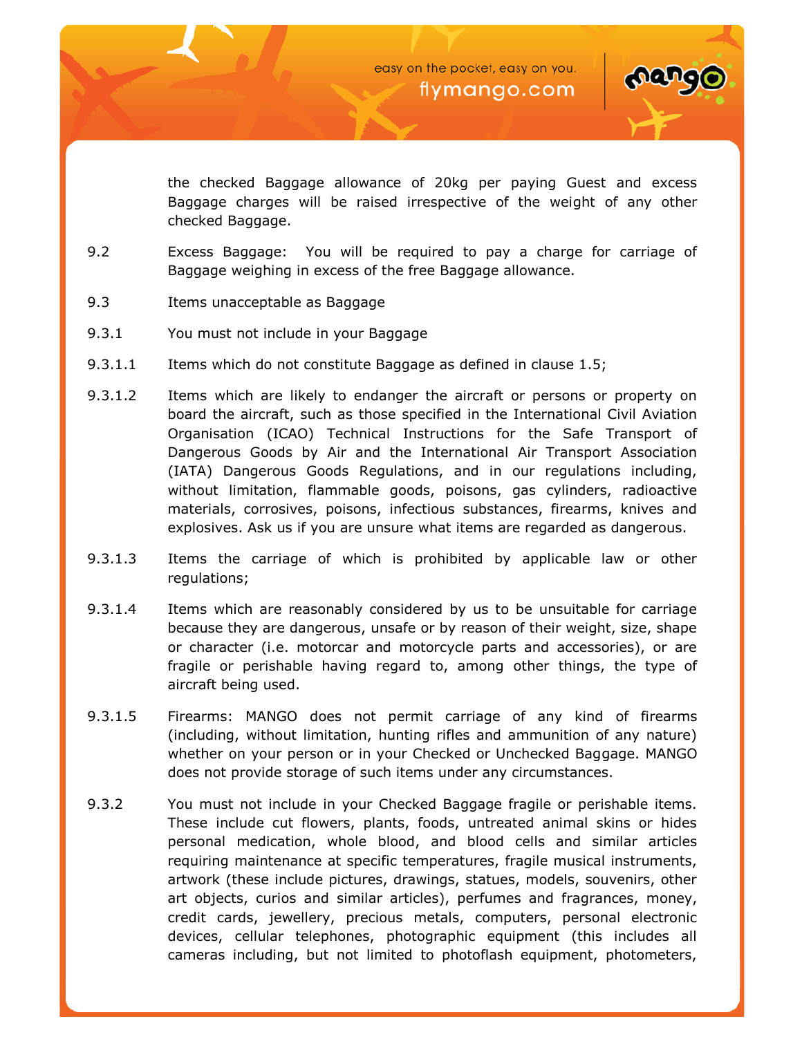the checked Baggage allowance of 20kg per paying Guest and excess Baggage charges will be raised irrespective of the weight of any other checked Baggage.

9.2 Excess Baggage: You will be required to pay a charge for carriage of Baggage weighing in excess of the free Baggage allowance.

9.3 Items unacceptable as Baggage

9.3.1 You must not include in your Baggage

9.3.1.1 Items which do not constitute Baggage as defined in clause 1.5;

9.3.1.2 Items which are likely to endanger the aircraft or persons or property on board the aircraft, such as those specified in the International Civil Aviation Organisation (ICAO) Technical Instructions for the Safe Transport of Dangerous Goods by Air and the International Air Transport Association (IATA) Dangerous Goods Regulations, and in our regulations including, without limitation, flammable goods, poisons, gas cylinders, radioactive materials, corrosives, poisons, infectious substances, firearms, knives and explosives. Ask us if you are unsure what items are regarded as dangerous.

9.3.1.3 Items the carriage of which is prohibited by applicable law or other regulations;

9.3.1.4 Items which are reasonably considered by us to be unsuitable for carriage because they are dangerous, unsafe or by reason of their weight, size, shape or character (i.e. motorcar and motorcycle parts and accessories), or are fragile or perishable having regard to, among other things, the type of aircraft being used.

9.3.1.5 Firearms: MANGO does not permit carriage of any kind of firearms (including, without limitation, hunting rifles and ammunition of any nature) whether on your person or in your Checked or Unchecked Baggage. MANGO does not provide storage of such items under any circumstances.

9.3.2 You must not include in your Checked Baggage fragile or perishable items. These include cut flowers, plants, foods, untreated animal skins or hides personal medication, whole blood, and blood cells and similar articles requiring maintenance at specific temperatures, fragile musical instruments, artwork (these include pictures, drawings, statues, models, souvenirs, other art objects, curios and similar articles), perfumes and fragrances, money, credit cards, jewellery, precious metals, computers, personal electronic devices, cellular telephones, photographic equipment (this includes all cameras including, but not limited to photoflash equipment, photometers,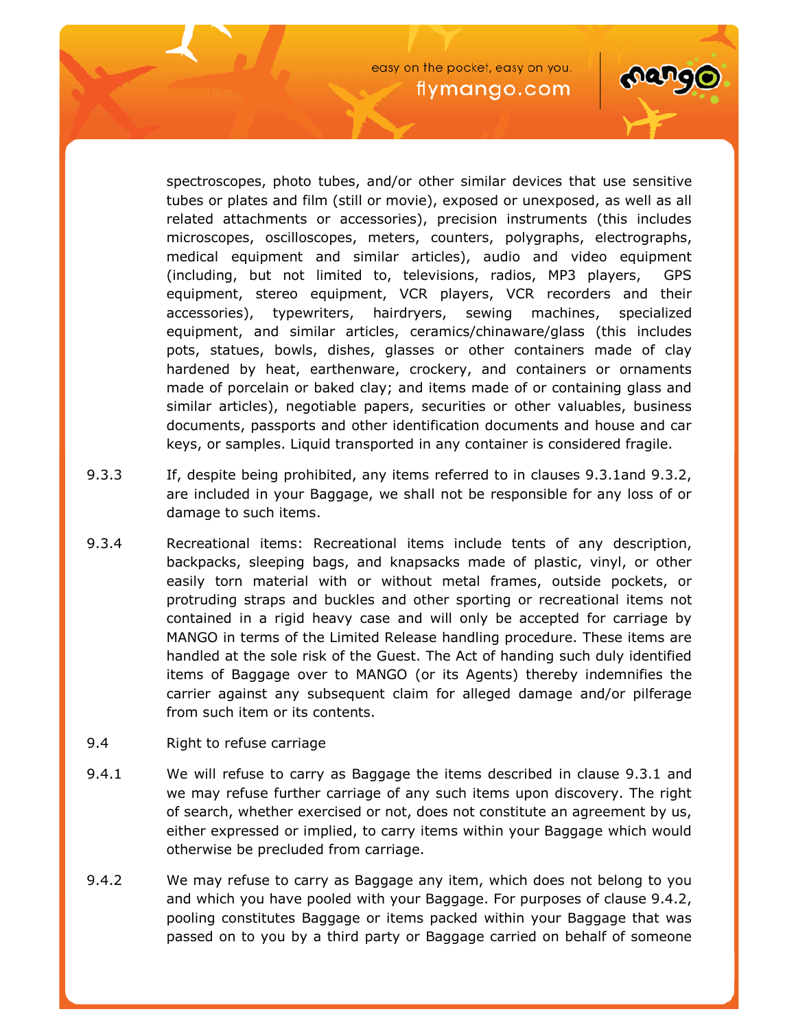spectroscopes, photo tubes, and/or other similar devices that use sensitive tubes or plates and film (still or movie), exposed or unexposed, as well as all related attachments or accessories), precision instruments (this includes microscopes, oscilloscopes, meters, counters, polygraphs, electrographs, medical equipment and similar articles), audio and video equipment (including, but not limited to, televisions, radios, MP3 players, GPS equipment, stereo equipment, VCR players, VCR recorders and their accessories), typewriters, hairdryers, sewing machines, specialized equipment, and similar articles, ceramics/chinaware/glass (this includes pots, statues, bowls, dishes, glasses or other containers made of clay hardened by heat, earthenware, crockery, and containers or ornaments made of porcelain or baked clay; and items made of or containing glass and similar articles), negotiable papers, securities or other valuables, business documents, passports and other identification documents and house and car keys, or samples. Liquid transported in any container is considered fragile.

9.3.3 If, despite being prohibited, any items referred to in clauses 9.3.1and 9.3.2, are included in your Baggage, we shall not be responsible for any loss of or damage to such items.

9.3.4 Recreational items: Recreational items include tents of any description, backpacks, sleeping bags, and knapsacks made of plastic, vinyl, or other easily torn material with or without metal frames, outside pockets, or protruding straps and buckles and other sporting or recreational items not contained in a rigid heavy case and will only be accepted for carriage by MANGO in terms of the Limited Release handling procedure. These items are handled at the sole risk of the Guest. The Act of handing such duly identified items of Baggage over to MANGO (or its Agents) thereby indemnifies the carrier against any subsequent claim for alleged damage and/or pilferage from such item or its contents.

9.4 Right to refuse carriage

9.4.1 We will refuse to carry as Baggage the items described in clause 9.3.1 and we may refuse further carriage of any such items upon discovery. The right of search, whether exercised or not, does not constitute an agreement by us, either expressed or implied, to carry items within your Baggage which would otherwise be precluded from carriage.

9.4.2 We may refuse to carry as Baggage any item, which does not belong to you and which you have pooled with your Baggage. For purposes of clause 9.4.2, pooling constitutes Baggage or items packed within your Baggage that was passed on to you by a third party or Baggage carried on behalf of someone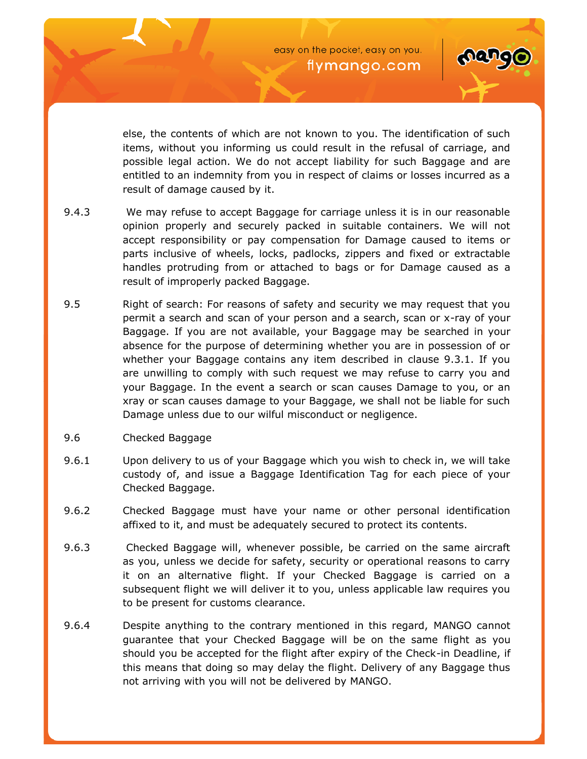else, the contents of which are not known to you. The identification of such items, without you informing us could result in the refusal of carriage, and possible legal action. We do not accept liability for such Baggage and are entitled to an indemnity from you in respect of claims or losses incurred as a result of damage caused by it.

9.4.3 We may refuse to accept Baggage for carriage unless it is in our reasonable opinion properly and securely packed in suitable containers. We will not accept responsibility or pay compensation for Damage caused to items or parts inclusive of wheels, locks, padlocks, zippers and fixed or extractable handles protruding from or attached to bags or for Damage caused as a result of improperly packed Baggage.

9.5 Right of search: For reasons of safety and security we may request that you permit a search and scan of your person and a search, scan or x-ray of your Baggage. If you are not available, your Baggage may be searched in your absence for the purpose of determining whether you are in possession of or whether your Baggage contains any item described in clause 9.3.1. If you are unwilling to comply with such request we may refuse to carry you and your Baggage. In the event a search or scan causes Damage to you, or an xray or scan causes damage to your Baggage, we shall not be liable for such Damage unless due to our wilful misconduct or negligence.

9.6 Checked Baggage

9.6.1 Upon delivery to us of your Baggage which you wish to check in, we will take custody of, and issue a Baggage Identification Tag for each piece of your Checked Baggage.

9.6.2 Checked Baggage must have your name or other personal identification affixed to it, and must be adequately secured to protect its contents.

9.6.3 Checked Baggage will, whenever possible, be carried on the same aircraft as you, unless we decide for safety, security or operational reasons to carry it on an alternative flight. If your Checked Baggage is carried on a subsequent flight we will deliver it to you, unless applicable law requires you to be present for customs clearance.

9.6.4 Despite anything to the contrary mentioned in this regard, MANGO cannot guarantee that your Checked Baggage will be on the same flight as you should you be accepted for the flight after expiry of the Check-in Deadline, if this means that doing so may delay the flight. Delivery of any Baggage thus not arriving with you will not be delivered by MANGO.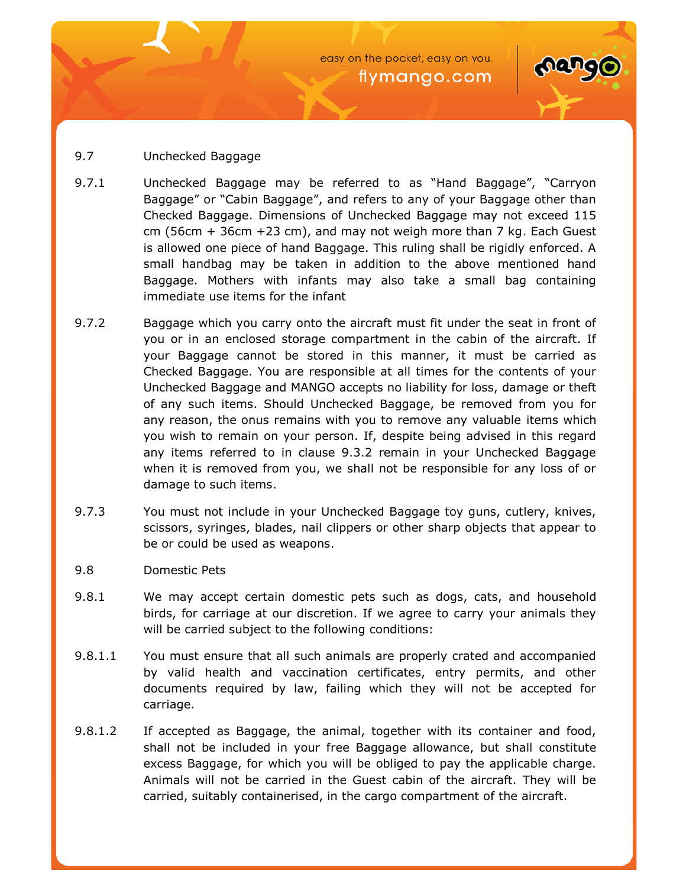9.7 Unchecked Baggage

9.7.1 Unchecked Baggage may be referred to as “Hand Baggage”, “Carryon Baggage” or “Cabin Baggage”, and refers to any of your Baggage other than Checked Baggage. Dimensions of Unchecked Baggage may not exceed 115 cm (56cm + 36cm +23 cm), and may not weigh more than 7 kg. Each Guest is allowed one piece of hand Baggage. This ruling shall be rigidly enforced. A small handbag may be taken in addition to the above mentioned hand Baggage. Mothers with infants may also take a small bag containing immediate use items for the infant

9.7.2 Baggage which you carry onto the aircraft must fit under the seat in front of you or in an enclosed storage compartment in the cabin of the aircraft. If your Baggage cannot be stored in this manner, it must be carried as Checked Baggage. You are responsible at all times for the contents of your Unchecked Baggage and MANGO accepts no liability for loss, damage or theft of any such items. Should Unchecked Baggage, be removed from you for any reason, the onus remains with you to remove any valuable items which you wish to remain on your person. If, despite being advised in this regard any items referred to in clause 9.3.2 remain in your Unchecked Baggage when it is removed from you, we shall not be responsible for any loss of or damage to such items.

9.7.3 You must not include in your Unchecked Baggage toy guns, cutlery, knives, scissors, syringes, blades, nail clippers or other sharp objects that appear to be or could be used as weapons.

9.8 Domestic Pets

9.8.1 We may accept certain domestic pets such as dogs, cats, and household birds, for carriage at our discretion. If we agree to carry your animals they will be carried subject to the following conditions:

9.8.1.1 You must ensure that all such animals are properly crated and accompanied by valid health and vaccination certificates, entry permits, and other documents required by law, failing which they will not be accepted for carriage.

9.8.1.2 If accepted as Baggage, the animal, together with its container and food, shall not be included in your free Baggage allowance, but shall constitute excess Baggage, for which you will be obliged to pay the applicable charge. Animals will not be carried in the Guest cabin of the aircraft. They will be carried, suitably containerised, in the cargo compartment of the aircraft.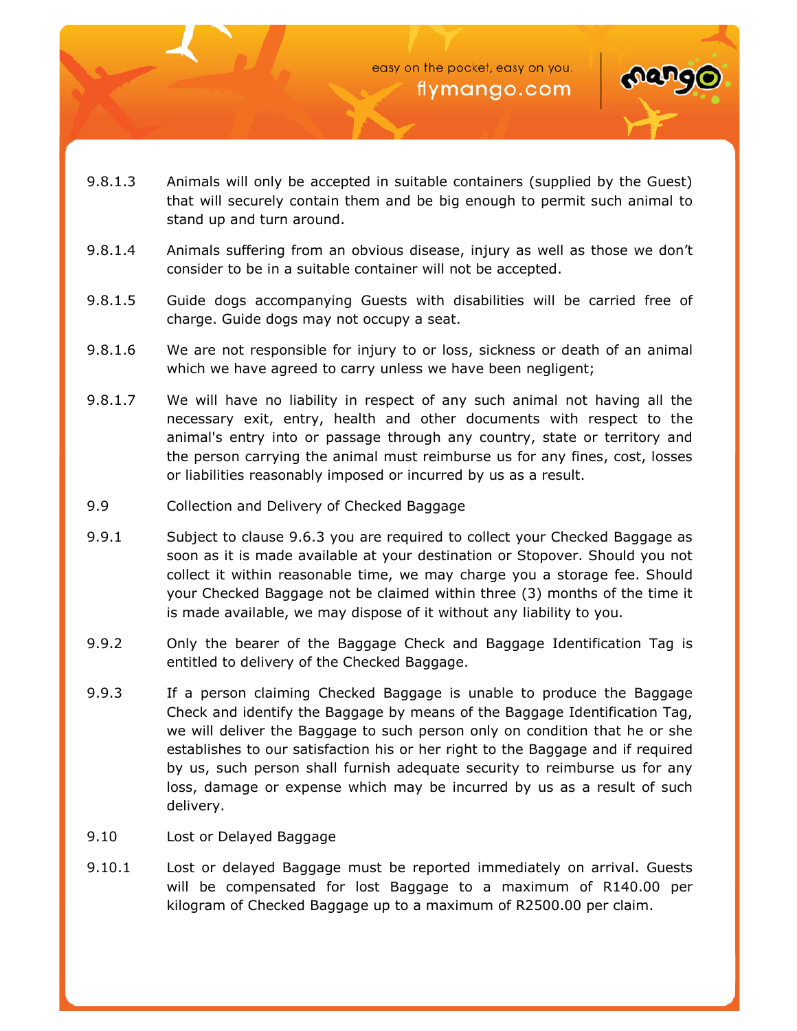9.8.1.3 Animals will only be accepted in suitable containers (supplied by the Guest) that will securely contain them and be big enough to permit such animal to stand up and turn around.

9.8.1.4 Animals suffering from an obvious disease, injury as well as those we don't consider to be in a suitable container will not be accepted.

9.8.1.5 Guide dogs accompanying Guests with disabilities will be carried free of charge. Guide dogs may not occupy a seat.

9.8.1.6 We are not responsible for injury to or loss, sickness or death of an animal which we have agreed to carry unless we have been negligent;

9.8.1.7 We will have no liability in respect of any such animal not having all the necessary exit, entry, health and other documents with respect to the animal's entry into or passage through any country, state or territory and the person carrying the animal must reimburse us for any fines, cost, losses or liabilities reasonably imposed or incurred by us as a result.

9.9 Collection and Delivery of Checked Baggage

9.9.1 Subject to clause 9.6.3 you are required to collect your Checked Baggage as soon as it is made available at your destination or Stopover. Should you not collect it within reasonable time, we may charge you a storage fee. Should your Checked Baggage not be claimed within three (3) months of the time it is made available, we may dispose of it without any liability to you.

9.9.2 Only the bearer of the Baggage Check and Baggage Identification Tag is entitled to delivery of the Checked Baggage.

9.9.3 If a person claiming Checked Baggage is unable to produce the Baggage Check and identify the Baggage by means of the Baggage Identification Tag, we will deliver the Baggage to such person only on condition that he or she establishes to our satisfaction his or her right to the Baggage and if required by us, such person shall furnish adequate security to reimburse us for any loss, damage or expense which may be incurred by us as a result of such delivery.

9.10 Lost or Delayed Baggage

9.10.1 Lost or delayed Baggage must be reported immediately on arrival. Guests will be compensated for lost Baggage to a maximum of R140.00 per kilogram of Checked Baggage up to a maximum of R2500.00 per claim.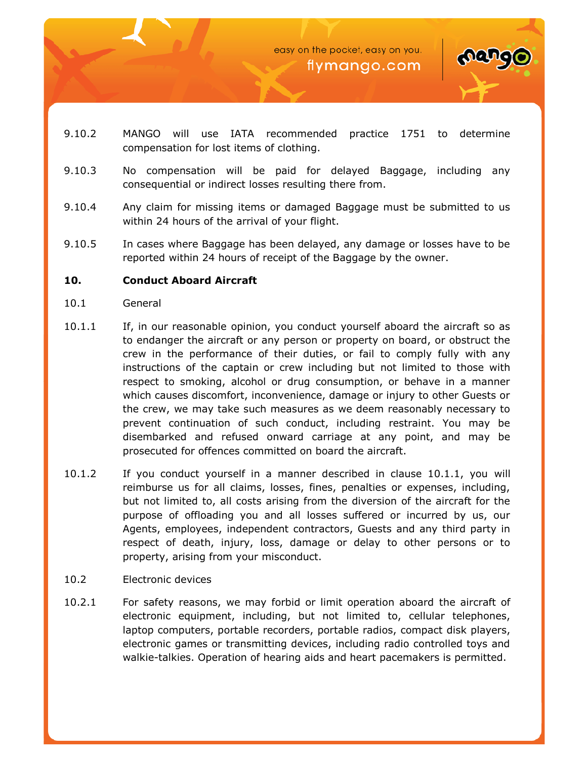9.10.2 MANGO will use IATA recommended practice 1751 to determine compensation for lost items of clothing.

9.10.3 No compensation will be paid for delayed Baggage, including any consequential or indirect losses resulting there from.

9.10.4 Any claim for missing items or damaged Baggage must be submitted to us within 24 hours of the arrival of your flight.

9.10.5 In cases where Baggage has been delayed, any damage or losses have to be reported within 24 hours of receipt of the Baggage by the owner.

## 10. Conduct Aboard Aircraft

10.1 General

10.1.1 If, in our reasonable opinion, you conduct yourself aboard the aircraft so as to endanger the aircraft or any person or property on board, or obstruct the crew in the performance of their duties, or fail to comply fully with any instructions of the captain or crew including but not limited to those with respect to smoking, alcohol or drug consumption, or behave in a manner which causes discomfort, inconvenience, damage or injury to other Guests or the crew, we may take such measures as we deem reasonably necessary to prevent continuation of such conduct, including restraint. You may be disembarked and refused onward carriage at any point, and may be prosecuted for offences committed on board the aircraft.

10.1.2 If you conduct yourself in a manner described in clause 10.1.1, you will reimburse us for all claims, losses, fines, penalties or expenses, including, but not limited to, all costs arising from the diversion of the aircraft for the purpose of offloading you and all losses suffered or incurred by us, our Agents, employees, independent contractors, Guests and any third party in respect of death, injury, loss, damage or delay to other persons or to property, arising from your misconduct.

10.2 Electronic devices

10.2.1 For safety reasons, we may forbid or limit operation aboard the aircraft of electronic equipment, including, but not limited to, cellular telephones, laptop computers, portable recorders, portable radios, compact disk players, electronic games or transmitting devices, including radio controlled toys and walkie-talkies. Operation of hearing aids and heart pacemakers is permitted.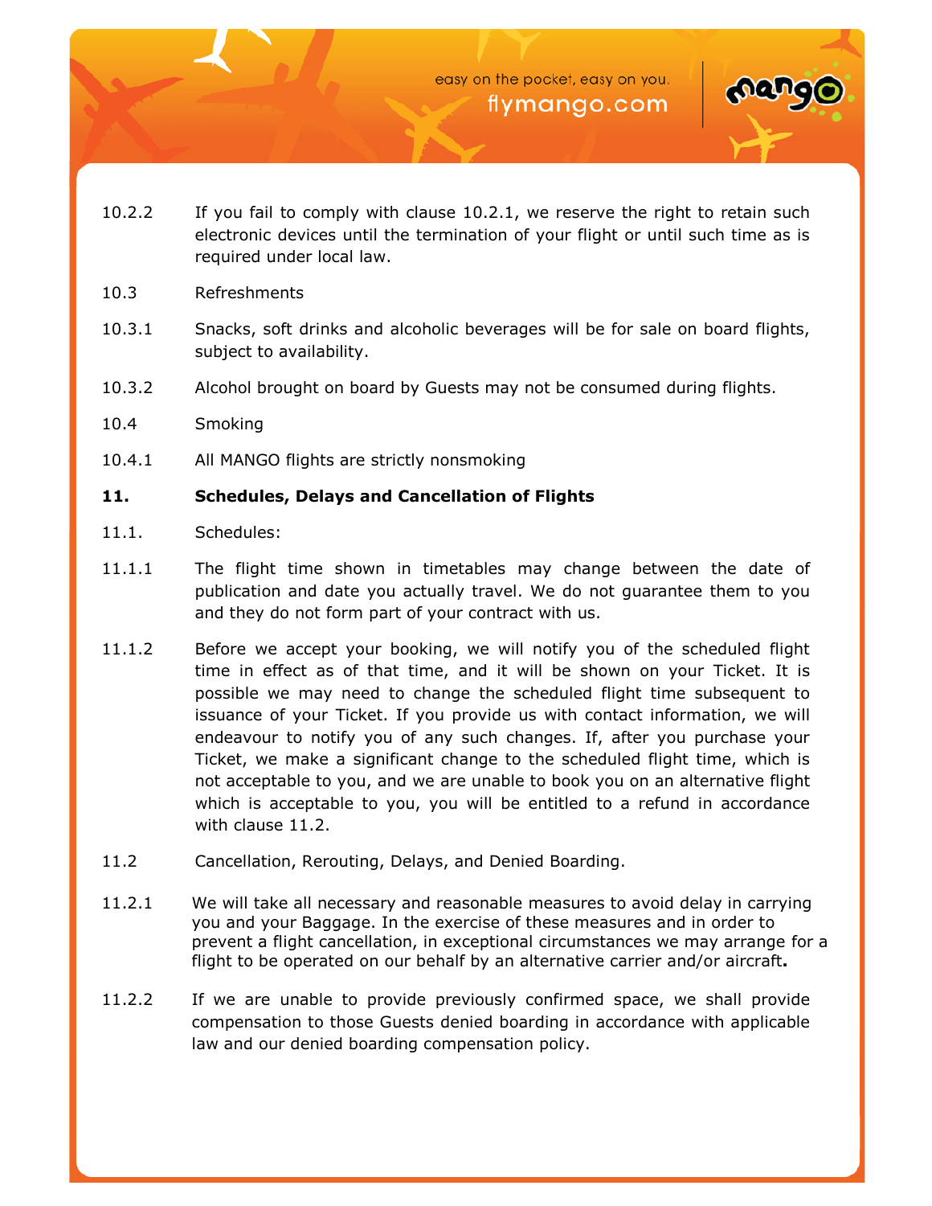10.2.2 If you fail to comply with clause 10.2.1, we reserve the right to retain such electronic devices until the termination of your flight or until such time as is required under local law.

10.3 Refreshments

10.3.1 Snacks, soft drinks and alcoholic beverages will be for sale on board flights, subject to availability.

10.3.2 Alcohol brought on board by Guests may not be consumed during flights.

10.4 Smoking

10.4.1 All MANGO flights are strictly nonsmoking

**11. Schedules, Delays and Cancellation of Flights**

11.1. Schedules:

11.1.1 The flight time shown in timetables may change between the date of publication and date you actually travel. We do not guarantee them to you and they do not form part of your contract with us.

11.1.2 Before we accept your booking, we will notify you of the scheduled flight time in effect as of that time, and it will be shown on your Ticket. It is possible we may need to change the scheduled flight time subsequent to issuance of your Ticket. If you provide us with contact information, we will endeavour to notify you of any such changes. If, after you purchase your Ticket, we make a significant change to the scheduled flight time, which is not acceptable to you, and we are unable to book you on an alternative flight which is acceptable to you, you will be entitled to a refund in accordance with clause 11.2.

11.2 Cancellation, Rerouting, Delays, and Denied Boarding.

11.2.1 We will take all necessary and reasonable measures to avoid delay in carrying you and your Baggage. In the exercise of these measures and in order to prevent a flight cancellation, in exceptional circumstances we may arrange for a flight to be operated on our behalf by an alternative carrier and/or aircraft**.**

11.2.2 If we are unable to provide previously confirmed space, we shall provide compensation to those Guests denied boarding in accordance with applicable law and our denied boarding compensation policy.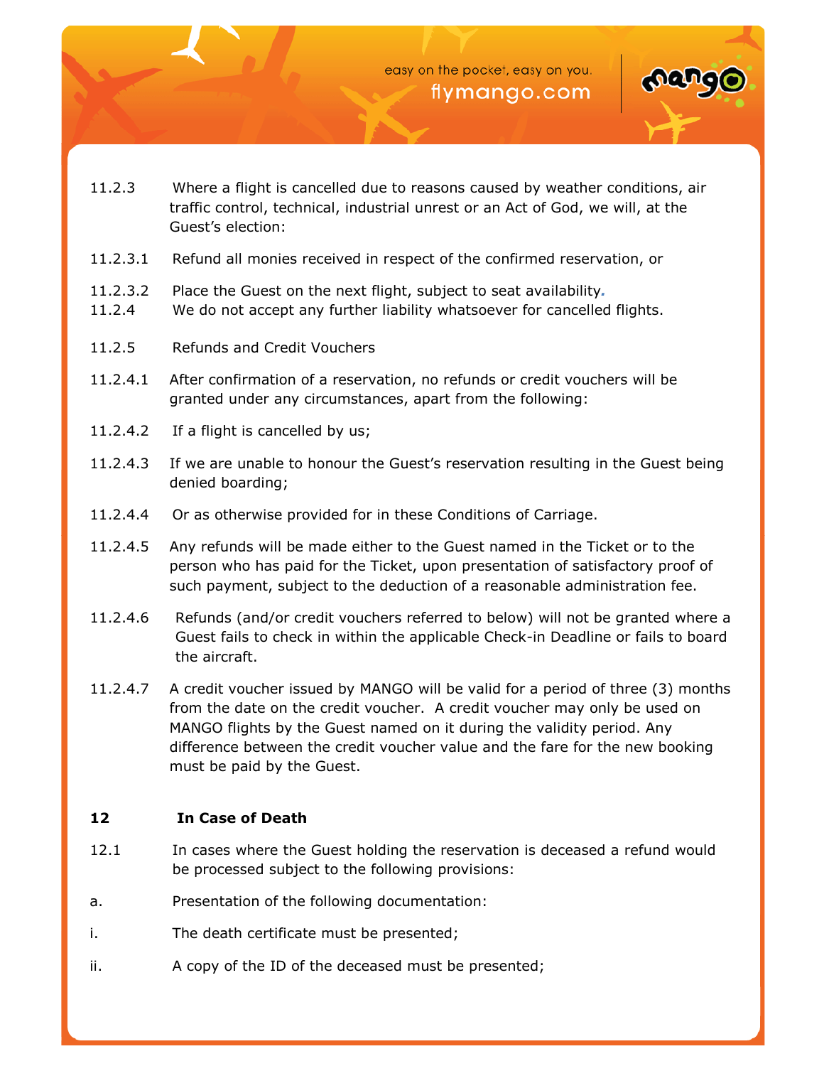11.2.3 Where a flight is cancelled due to reasons caused by weather conditions, air traffic control, technical, industrial unrest or an Act of God, we will, at the Guest's election:

11.2.3.1 Refund all monies received in respect of the confirmed reservation, or

11.2.3.2 Place the Guest on the next flight, subject to seat availability.

11.2.4 We do not accept any further liability whatsoever for cancelled flights.

11.2.5 Refunds and Credit Vouchers

11.2.4.1 After confirmation of a reservation, no refunds or credit vouchers will be granted under any circumstances, apart from the following:

11.2.4.2 If a flight is cancelled by us;

11.2.4.3 If we are unable to honour the Guest's reservation resulting in the Guest being denied boarding;

11.2.4.4 Or as otherwise provided for in these Conditions of Carriage.

11.2.4.5 Any refunds will be made either to the Guest named in the Ticket or to the person who has paid for the Ticket, upon presentation of satisfactory proof of such payment, subject to the deduction of a reasonable administration fee.

11.2.4.6 Refunds (and/or credit vouchers referred to below) will not be granted where a Guest fails to check in within the applicable Check-in Deadline or fails to board the aircraft.

11.2.4.7 A credit voucher issued by MANGO will be valid for a period of three (3) months from the date on the credit voucher. A credit voucher may only be used on MANGO flights by the Guest named on it during the validity period. Any difference between the credit voucher value and the fare for the new booking must be paid by the Guest.

## 12 In Case of Death

12.1 In cases where the Guest holding the reservation is deceased a refund would be processed subject to the following provisions:

a. Presentation of the following documentation:

i. The death certificate must be presented;

ii. A copy of the ID of the deceased must be presented;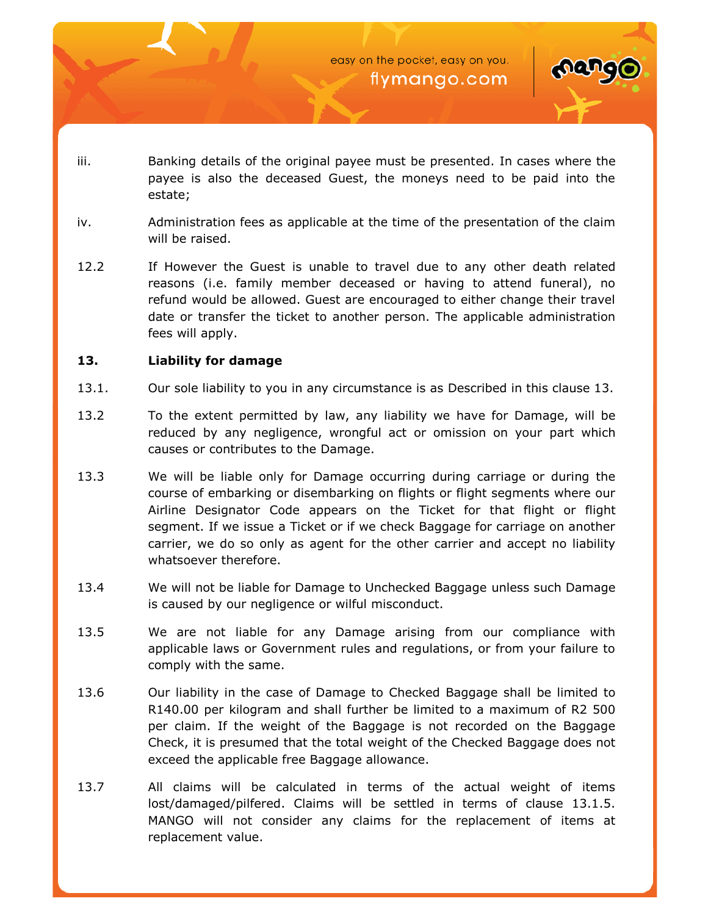iii. Banking details of the original payee must be presented. In cases where the payee is also the deceased Guest, the moneys need to be paid into the estate;

iv. Administration fees as applicable at the time of the presentation of the claim will be raised.

12.2 If However the Guest is unable to travel due to any other death related reasons (i.e. family member deceased or having to attend funeral), no refund would be allowed. Guest are encouraged to either change their travel date or transfer the ticket to another person. The applicable administration fees will apply.

**13. Liability for damage**

13.1. Our sole liability to you in any circumstance is as Described in this clause 13.

13.2 To the extent permitted by law, any liability we have for Damage, will be reduced by any negligence, wrongful act or omission on your part which causes or contributes to the Damage.

13.3 We will be liable only for Damage occurring during carriage or during the course of embarking or disembarking on flights or flight segments where our Airline Designator Code appears on the Ticket for that flight or flight segment. If we issue a Ticket or if we check Baggage for carriage on another carrier, we do so only as agent for the other carrier and accept no liability whatsoever therefore.

13.4 We will not be liable for Damage to Unchecked Baggage unless such Damage is caused by our negligence or wilful misconduct.

13.5 We are not liable for any Damage arising from our compliance with applicable laws or Government rules and regulations, or from your failure to comply with the same.

13.6 Our liability in the case of Damage to Checked Baggage shall be limited to R140.00 per kilogram and shall further be limited to a maximum of R2 500 per claim. If the weight of the Baggage is not recorded on the Baggage Check, it is presumed that the total weight of the Checked Baggage does not exceed the applicable free Baggage allowance.

13.7 All claims will be calculated in terms of the actual weight of items lost/damaged/pilfered. Claims will be settled in terms of clause 13.1.5. MANGO will not consider any claims for the replacement of items at replacement value.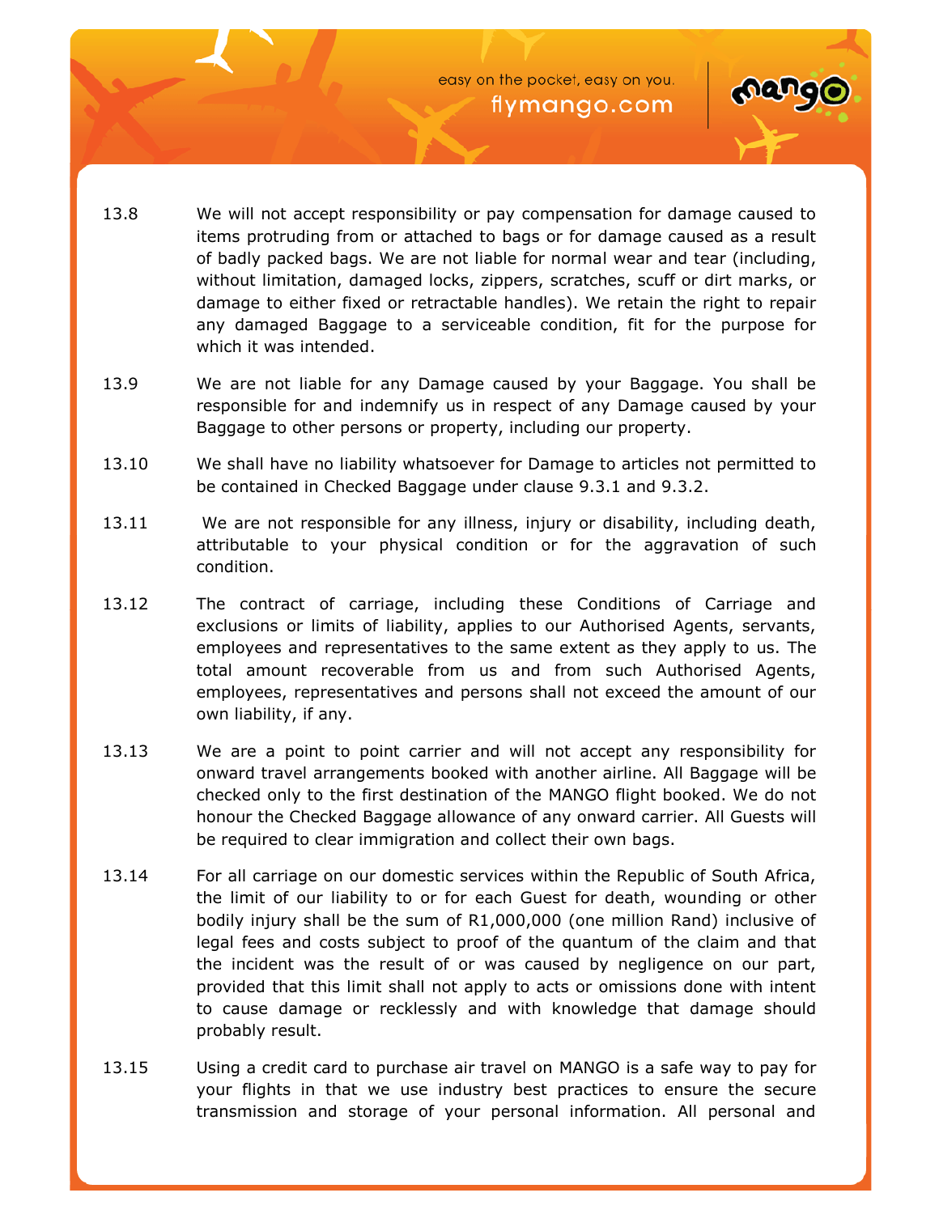13.8 We will not accept responsibility or pay compensation for damage caused to items protruding from or attached to bags or for damage caused as a result of badly packed bags. We are not liable for normal wear and tear (including, without limitation, damaged locks, zippers, scratches, scuff or dirt marks, or damage to either fixed or retractable handles). We retain the right to repair any damaged Baggage to a serviceable condition, fit for the purpose for which it was intended.

13.9 We are not liable for any Damage caused by your Baggage. You shall be responsible for and indemnify us in respect of any Damage caused by your Baggage to other persons or property, including our property.

13.10 We shall have no liability whatsoever for Damage to articles not permitted to be contained in Checked Baggage under clause 9.3.1 and 9.3.2.

13.11 We are not responsible for any illness, injury or disability, including death, attributable to your physical condition or for the aggravation of such condition.

13.12 The contract of carriage, including these Conditions of Carriage and exclusions or limits of liability, applies to our Authorised Agents, servants, employees and representatives to the same extent as they apply to us. The total amount recoverable from us and from such Authorised Agents, employees, representatives and persons shall not exceed the amount of our own liability, if any.

13.13 We are a point to point carrier and will not accept any responsibility for onward travel arrangements booked with another airline. All Baggage will be checked only to the first destination of the MANGO flight booked. We do not honour the Checked Baggage allowance of any onward carrier. All Guests will be required to clear immigration and collect their own bags.

13.14 For all carriage on our domestic services within the Republic of South Africa, the limit of our liability to or for each Guest for death, wounding or other bodily injury shall be the sum of R1,000,000 (one million Rand) inclusive of legal fees and costs subject to proof of the quantum of the claim and that the incident was the result of or was caused by negligence on our part, provided that this limit shall not apply to acts or omissions done with intent to cause damage or recklessly and with knowledge that damage should probably result.

13.15 Using a credit card to purchase air travel on MANGO is a safe way to pay for your flights in that we use industry best practices to ensure the secure transmission and storage of your personal information. All personal and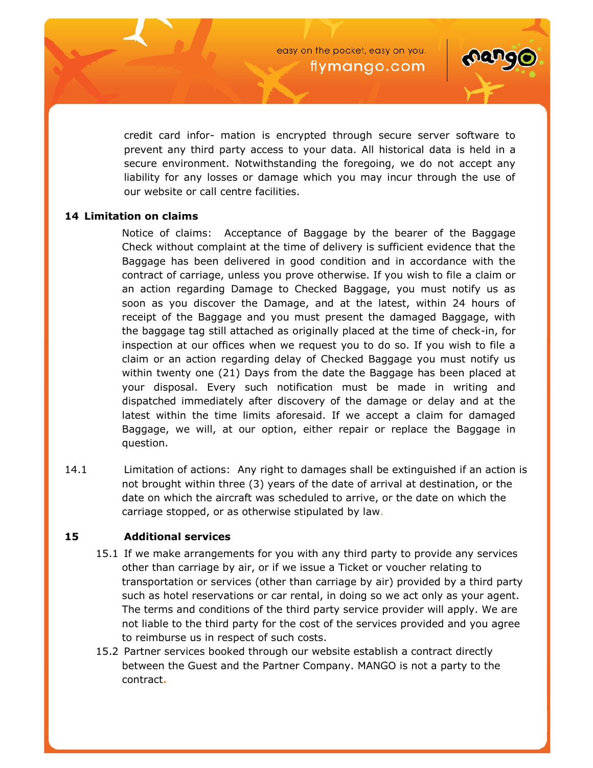credit card infor- mation is encrypted through secure server software to prevent any third party access to your data. All historical data is held in a secure environment. Notwithstanding the foregoing, we do not accept any liability for any losses or damage which you may incur through the use of our website or call centre facilities.

## 14 Limitation on claims

Notice of claims: Acceptance of Baggage by the bearer of the Baggage Check without complaint at the time of delivery is sufficient evidence that the Baggage has been delivered in good condition and in accordance with the contract of carriage, unless you prove otherwise. If you wish to file a claim or an action regarding Damage to Checked Baggage, you must notify us as soon as you discover the Damage, and at the latest, within 24 hours of receipt of the Baggage and you must present the damaged Baggage, with the baggage tag still attached as originally placed at the time of check-in, for inspection at our offices when we request you to do so. If you wish to file a claim or an action regarding delay of Checked Baggage you must notify us within twenty one (21) Days from the date the Baggage has been placed at your disposal. Every such notification must be made in writing and dispatched immediately after discovery of the damage or delay and at the latest within the time limits aforesaid. If we accept a claim for damaged Baggage, we will, at our option, either repair or replace the Baggage in question.

14.1 Limitation of actions: Any right to damages shall be extinguished if an action is not brought within three (3) years of the date of arrival at destination, or the date on which the aircraft was scheduled to arrive, or the date on which the carriage stopped, or as otherwise stipulated by law.

## 15 Additional services

15.1 If we make arrangements for you with any third party to provide any services other than carriage by air, or if we issue a Ticket or voucher relating to transportation or services (other than carriage by air) provided by a third party such as hotel reservations or car rental, in doing so we act only as your agent. The terms and conditions of the third party service provider will apply. We are not liable to the third party for the cost of the services provided and you agree to reimburse us in respect of such costs.

15.2 Partner services booked through our website establish a contract directly between the Guest and the Partner Company. MANGO is not a party to the contract.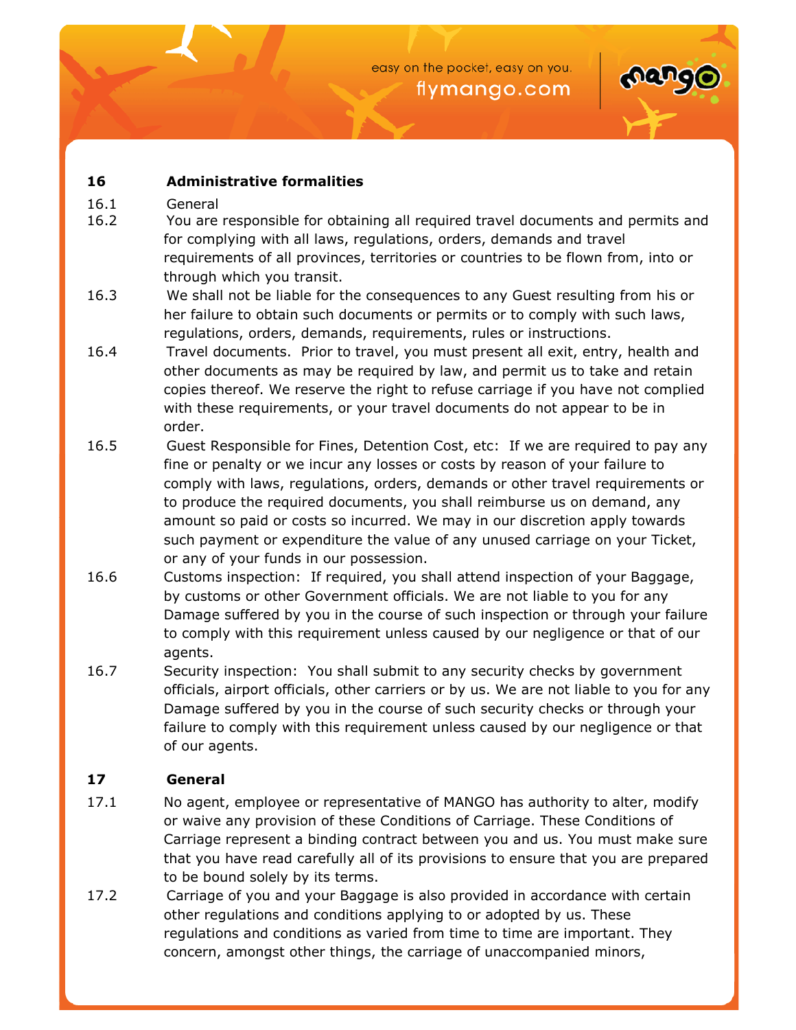## 16 Administrative formalities

16.1 General

16.2 You are responsible for obtaining all required travel documents and permits and for complying with all laws, regulations, orders, demands and travel requirements of all provinces, territories or countries to be flown from, into or through which you transit.

16.3 We shall not be liable for the consequences to any Guest resulting from his or her failure to obtain such documents or permits or to comply with such laws, regulations, orders, demands, requirements, rules or instructions.

16.4 Travel documents. Prior to travel, you must present all exit, entry, health and other documents as may be required by law, and permit us to take and retain copies thereof. We reserve the right to refuse carriage if you have not complied with these requirements, or your travel documents do not appear to be in order.

16.5 Guest Responsible for Fines, Detention Cost, etc: If we are required to pay any fine or penalty or we incur any losses or costs by reason of your failure to comply with laws, regulations, orders, demands or other travel requirements or to produce the required documents, you shall reimburse us on demand, any amount so paid or costs so incurred. We may in our discretion apply towards such payment or expenditure the value of any unused carriage on your Ticket, or any of your funds in our possession.

16.6 Customs inspection: If required, you shall attend inspection of your Baggage, by customs or other Government officials. We are not liable to you for any Damage suffered by you in the course of such inspection or through your failure to comply with this requirement unless caused by our negligence or that of our agents.

16.7 Security inspection: You shall submit to any security checks by government officials, airport officials, other carriers or by us. We are not liable to you for any Damage suffered by you in the course of such security checks or through your failure to comply with this requirement unless caused by our negligence or that of our agents.

## 17 General

17.1 No agent, employee or representative of MANGO has authority to alter, modify or waive any provision of these Conditions of Carriage. These Conditions of Carriage represent a binding contract between you and us. You must make sure that you have read carefully all of its provisions to ensure that you are prepared to be bound solely by its terms.

17.2 Carriage of you and your Baggage is also provided in accordance with certain other regulations and conditions applying to or adopted by us. These regulations and conditions as varied from time to time are important. They concern, amongst other things, the carriage of unaccompanied minors,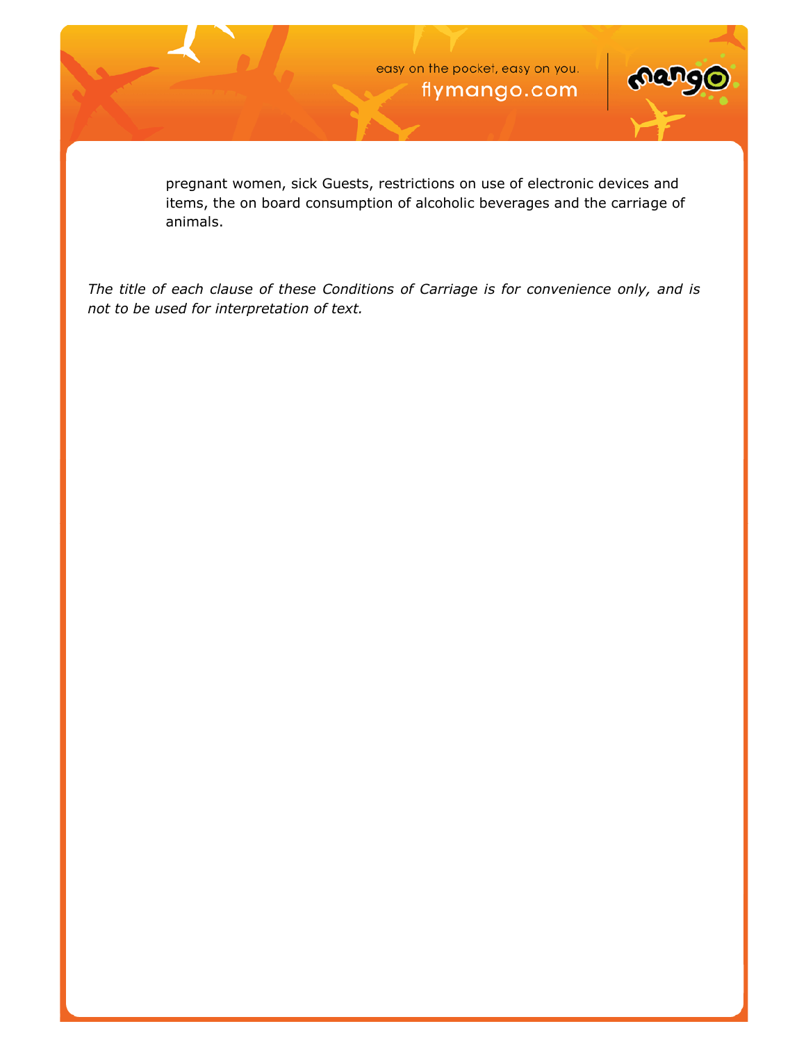pregnant women, sick Guests, restrictions on use of electronic devices and items, the on board consumption of alcoholic beverages and the carriage of animals.

*The title of each clause of these Conditions of Carriage is for convenience only, and is not to be used for interpretation of text.*